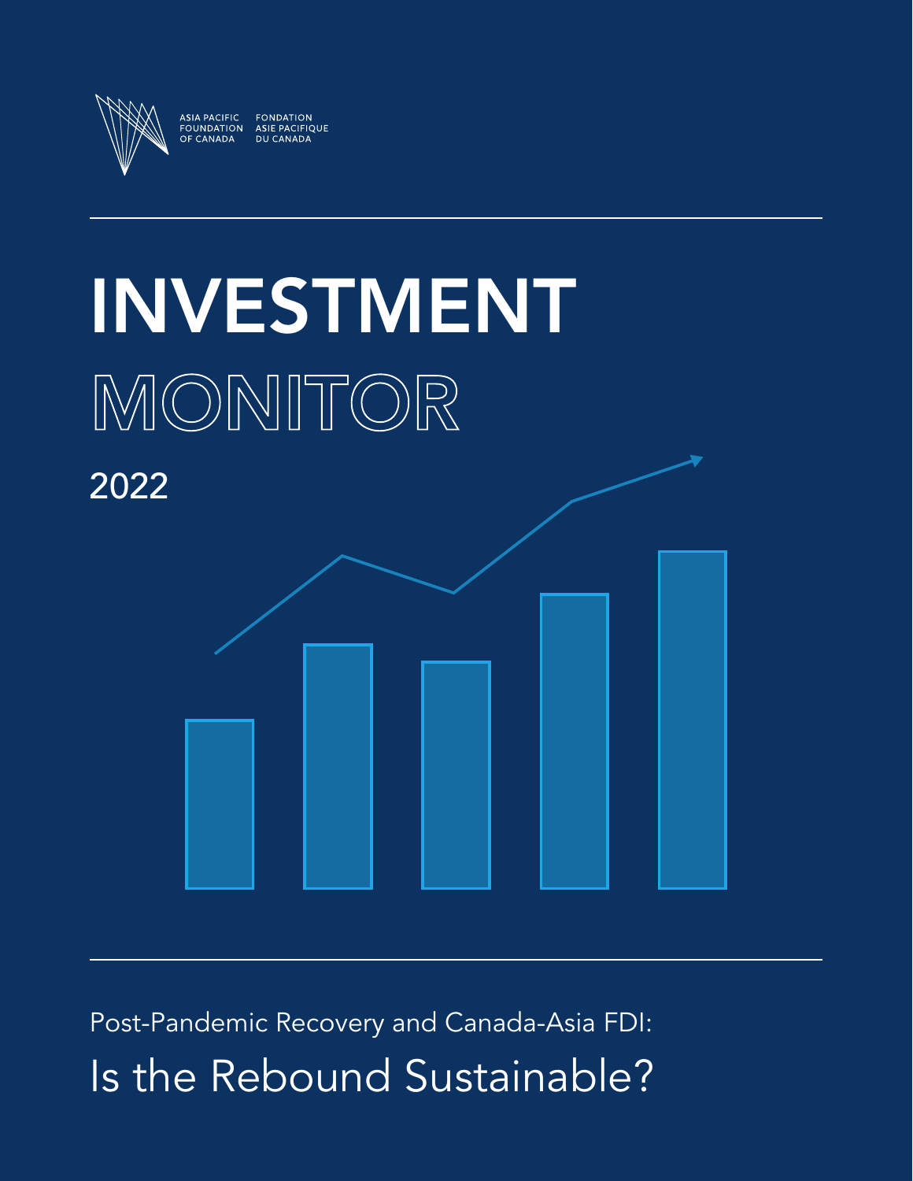ASIA PACIFIC FOUNDATION OF CANADA

FONDATION ASIE PACIFIQUE DU CANADA

# INVESTMENT MONITOR

2022

Post-Pandemic Recovery and Canada-Asia FDI:

## Is the Rebound Sustainable?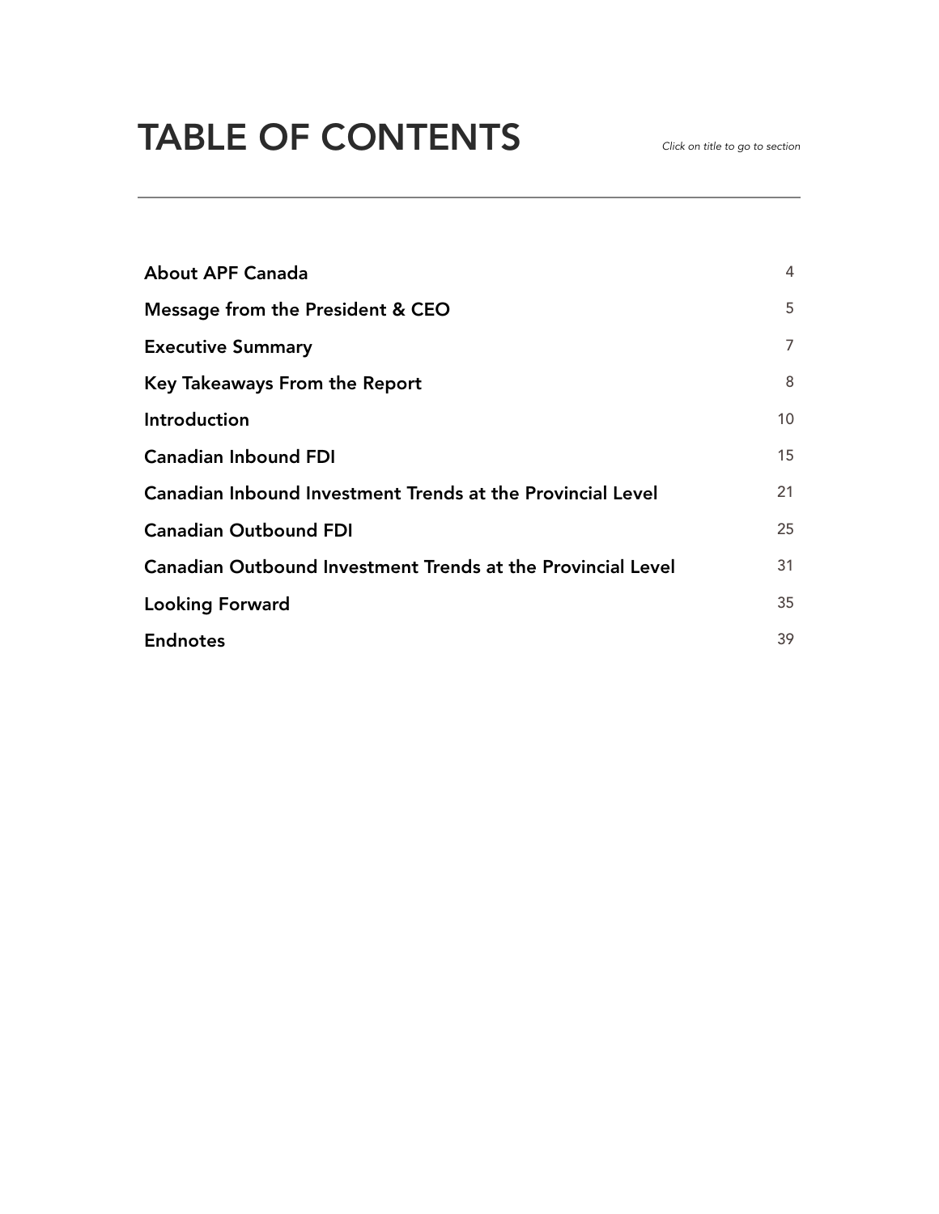# TABLE OF CONTENTS

*Click on title to go to section*

| | |
|---|---|
| **About APF Canada** | 4 |
| **Message from the President & CEO** | 5 |
| **Executive Summary** | 7 |
| **Key Takeaways From the Report** | 8 |
| **Introduction** | 10 |
| **Canadian Inbound FDI** | 15 |
| **Canadian Inbound Investment Trends at the Provincial Level** | 21 |
| **Canadian Outbound FDI** | 25 |
| **Canadian Outbound Investment Trends at the Provincial Level** | 31 |
| **Looking Forward** | 35 |
| **Endnotes** | 39 |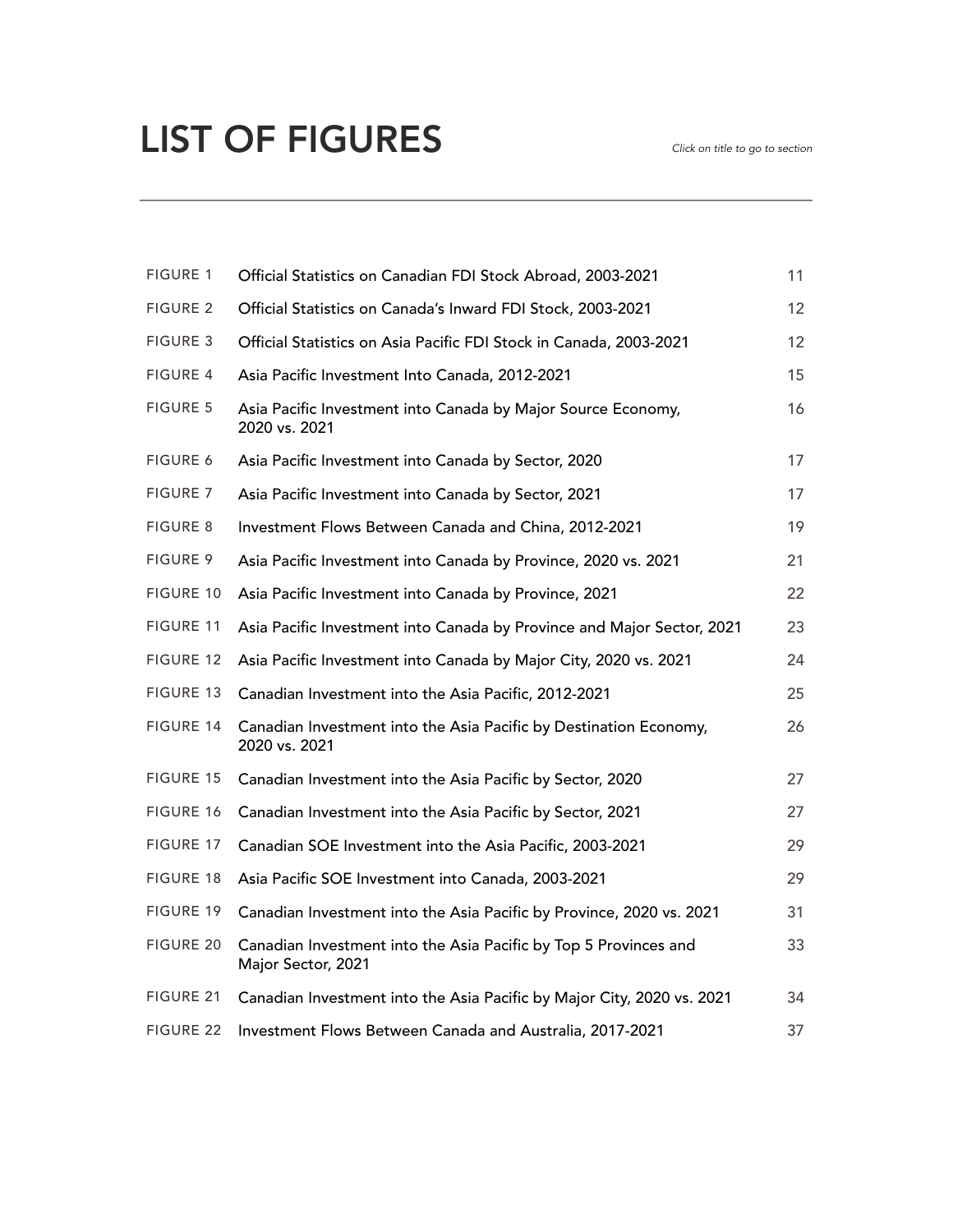# LIST OF FIGURES

*Click on title to go to section*

| | | |
|---|---|---|
| FIGURE 1 | Official Statistics on Canadian FDI Stock Abroad, 2003-2021 | 11 |
| FIGURE 2 | Official Statistics on Canada's Inward FDI Stock, 2003-2021 | 12 |
| FIGURE 3 | Official Statistics on Asia Pacific FDI Stock in Canada, 2003-2021 | 12 |
| FIGURE 4 | Asia Pacific Investment Into Canada, 2012-2021 | 15 |
| FIGURE 5 | Asia Pacific Investment into Canada by Major Source Economy, 2020 vs. 2021 | 16 |
| FIGURE 6 | Asia Pacific Investment into Canada by Sector, 2020 | 17 |
| FIGURE 7 | Asia Pacific Investment into Canada by Sector, 2021 | 17 |
| FIGURE 8 | Investment Flows Between Canada and China, 2012-2021 | 19 |
| FIGURE 9 | Asia Pacific Investment into Canada by Province, 2020 vs. 2021 | 21 |
| FIGURE 10 | Asia Pacific Investment into Canada by Province, 2021 | 22 |
| FIGURE 11 | Asia Pacific Investment into Canada by Province and Major Sector, 2021 | 23 |
| FIGURE 12 | Asia Pacific Investment into Canada by Major City, 2020 vs. 2021 | 24 |
| FIGURE 13 | Canadian Investment into the Asia Pacific, 2012-2021 | 25 |
| FIGURE 14 | Canadian Investment into the Asia Pacific by Destination Economy, 2020 vs. 2021 | 26 |
| FIGURE 15 | Canadian Investment into the Asia Pacific by Sector, 2020 | 27 |
| FIGURE 16 | Canadian Investment into the Asia Pacific by Sector, 2021 | 27 |
| FIGURE 17 | Canadian SOE Investment into the Asia Pacific, 2003-2021 | 29 |
| FIGURE 18 | Asia Pacific SOE Investment into Canada, 2003-2021 | 29 |
| FIGURE 19 | Canadian Investment into the Asia Pacific by Province, 2020 vs. 2021 | 31 |
| FIGURE 20 | Canadian Investment into the Asia Pacific by Top 5 Provinces and Major Sector, 2021 | 33 |
| FIGURE 21 | Canadian Investment into the Asia Pacific by Major City, 2020 vs. 2021 | 34 |
| FIGURE 22 | Investment Flows Between Canada and Australia, 2017-2021 | 37 |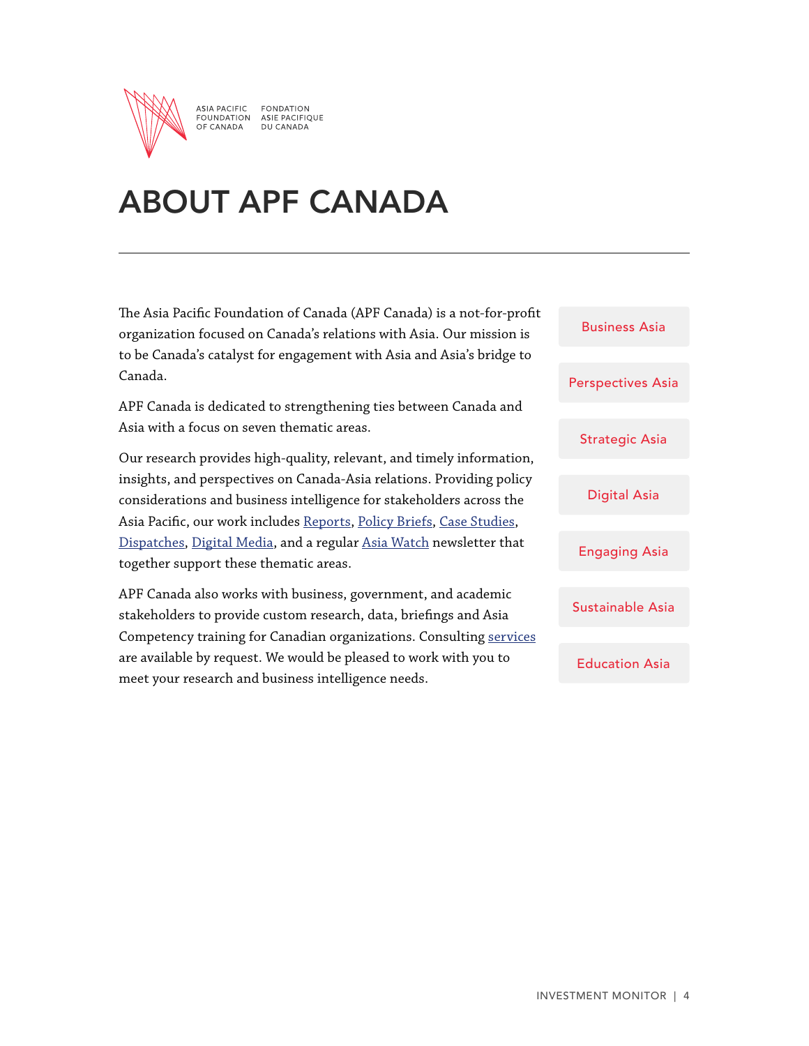ASIA PACIFIC FOUNDATION OF CANADA | FONDATION ASIE PACIFIQUE DU CANADA

# ABOUT APF CANADA

The Asia Pacific Foundation of Canada (APF Canada) is a not-for-profit organization focused on Canada's relations with Asia. Our mission is to be Canada's catalyst for engagement with Asia and Asia's bridge to Canada.

APF Canada is dedicated to strengthening ties between Canada and Asia with a focus on seven thematic areas.

Our research provides high-quality, relevant, and timely information, insights, and perspectives on Canada-Asia relations. Providing policy considerations and business intelligence for stakeholders across the Asia Pacific, our work includes Reports, Policy Briefs, Case Studies, Dispatches, Digital Media, and a regular Asia Watch newsletter that together support these thematic areas.

APF Canada also works with business, government, and academic stakeholders to provide custom research, data, briefings and Asia Competency training for Canadian organizations. Consulting services are available by request. We would be pleased to work with you to meet your research and business intelligence needs.

- Business Asia
- Perspectives Asia
- Strategic Asia
- Digital Asia
- Engaging Asia
- Sustainable Asia
- Education Asia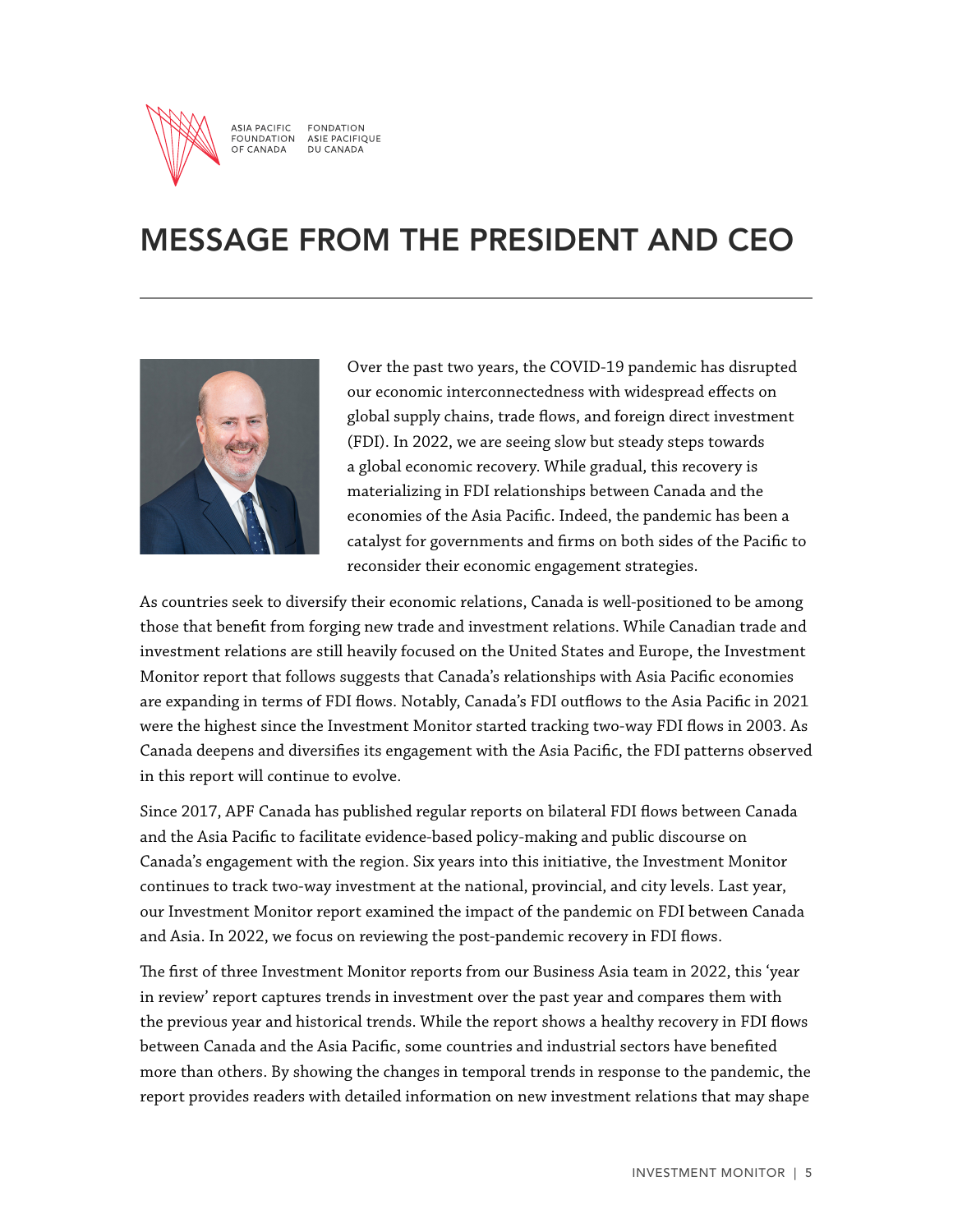# MESSAGE FROM THE PRESIDENT AND CEO

Over the past two years, the COVID-19 pandemic has disrupted our economic interconnectedness with widespread effects on global supply chains, trade flows, and foreign direct investment (FDI). In 2022, we are seeing slow but steady steps towards a global economic recovery. While gradual, this recovery is materializing in FDI relationships between Canada and the economies of the Asia Pacific. Indeed, the pandemic has been a catalyst for governments and firms on both sides of the Pacific to reconsider their economic engagement strategies.

As countries seek to diversify their economic relations, Canada is well-positioned to be among those that benefit from forging new trade and investment relations. While Canadian trade and investment relations are still heavily focused on the United States and Europe, the Investment Monitor report that follows suggests that Canada's relationships with Asia Pacific economies are expanding in terms of FDI flows. Notably, Canada's FDI outflows to the Asia Pacific in 2021 were the highest since the Investment Monitor started tracking two-way FDI flows in 2003. As Canada deepens and diversifies its engagement with the Asia Pacific, the FDI patterns observed in this report will continue to evolve.

Since 2017, APF Canada has published regular reports on bilateral FDI flows between Canada and the Asia Pacific to facilitate evidence-based policy-making and public discourse on Canada's engagement with the region. Six years into this initiative, the Investment Monitor continues to track two-way investment at the national, provincial, and city levels. Last year, our Investment Monitor report examined the impact of the pandemic on FDI between Canada and Asia. In 2022, we focus on reviewing the post-pandemic recovery in FDI flows.

The first of three Investment Monitor reports from our Business Asia team in 2022, this 'year in review' report captures trends in investment over the past year and compares them with the previous year and historical trends. While the report shows a healthy recovery in FDI flows between Canada and the Asia Pacific, some countries and industrial sectors have benefited more than others. By showing the changes in temporal trends in response to the pandemic, the report provides readers with detailed information on new investment relations that may shape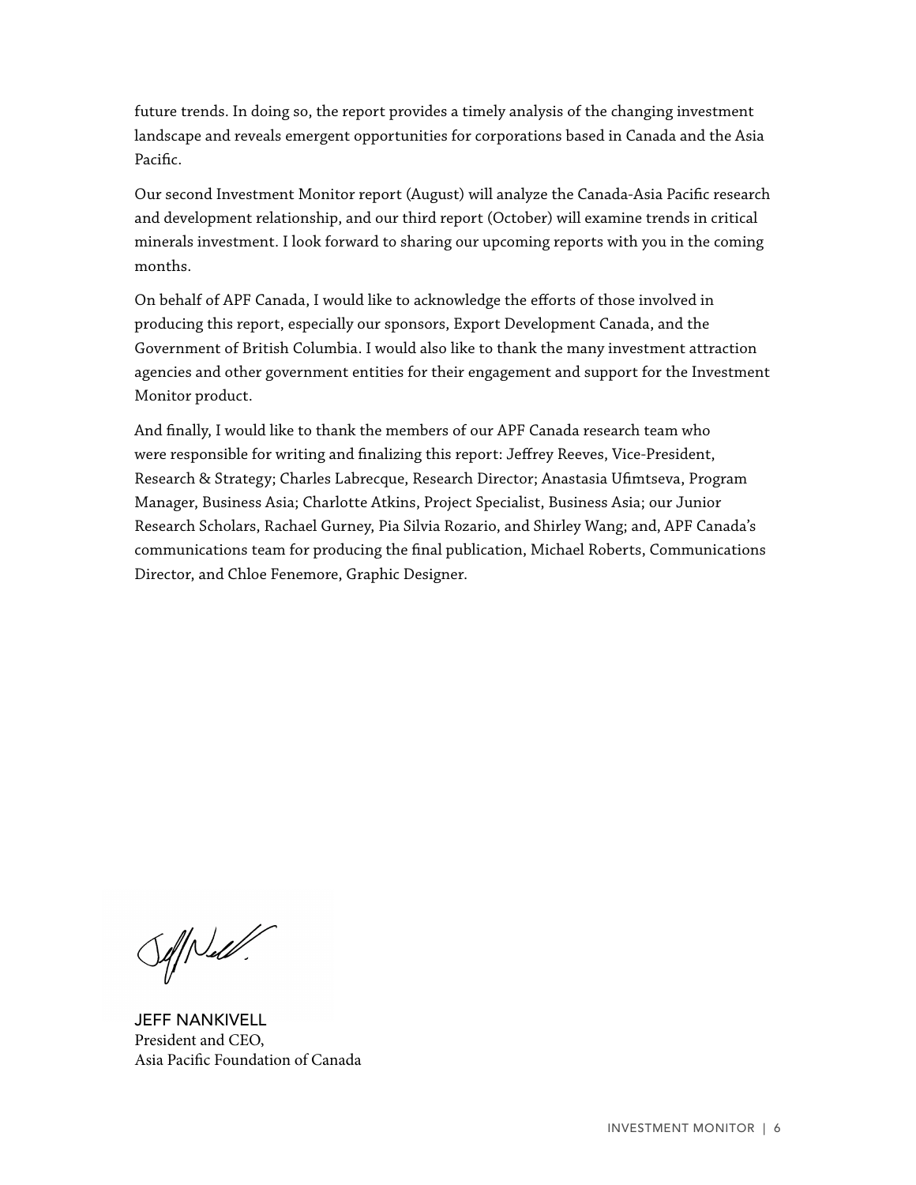future trends. In doing so, the report provides a timely analysis of the changing investment landscape and reveals emergent opportunities for corporations based in Canada and the Asia Pacific.

Our second Investment Monitor report (August) will analyze the Canada-Asia Pacific research and development relationship, and our third report (October) will examine trends in critical minerals investment. I look forward to sharing our upcoming reports with you in the coming months.

On behalf of APF Canada, I would like to acknowledge the efforts of those involved in producing this report, especially our sponsors, Export Development Canada, and the Government of British Columbia. I would also like to thank the many investment attraction agencies and other government entities for their engagement and support for the Investment Monitor product.

And finally, I would like to thank the members of our APF Canada research team who were responsible for writing and finalizing this report: Jeffrey Reeves, Vice-President, Research & Strategy; Charles Labrecque, Research Director; Anastasia Ufimtseva, Program Manager, Business Asia; Charlotte Atkins, Project Specialist, Business Asia; our Junior Research Scholars, Rachael Gurney, Pia Silvia Rozario, and Shirley Wang; and, APF Canada's communications team for producing the final publication, Michael Roberts, Communications Director, and Chloe Fenemore, Graphic Designer.

JEFF NANKIVELL
President and CEO,
Asia Pacific Foundation of Canada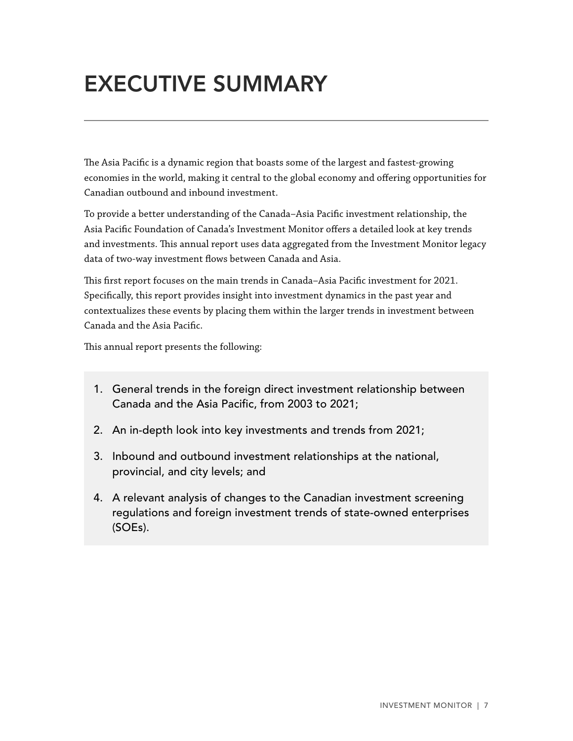# EXECUTIVE SUMMARY

The Asia Pacific is a dynamic region that boasts some of the largest and fastest-growing economies in the world, making it central to the global economy and offering opportunities for Canadian outbound and inbound investment.

To provide a better understanding of the Canada–Asia Pacific investment relationship, the Asia Pacific Foundation of Canada's Investment Monitor offers a detailed look at key trends and investments. This annual report uses data aggregated from the Investment Monitor legacy data of two-way investment flows between Canada and Asia.

This first report focuses on the main trends in Canada–Asia Pacific investment for 2021. Specifically, this report provides insight into investment dynamics in the past year and contextualizes these events by placing them within the larger trends in investment between Canada and the Asia Pacific.

This annual report presents the following:

1. General trends in the foreign direct investment relationship between Canada and the Asia Pacific, from 2003 to 2021;
2. An in-depth look into key investments and trends from 2021;
3. Inbound and outbound investment relationships at the national, provincial, and city levels; and
4. A relevant analysis of changes to the Canadian investment screening regulations and foreign investment trends of state-owned enterprises (SOEs).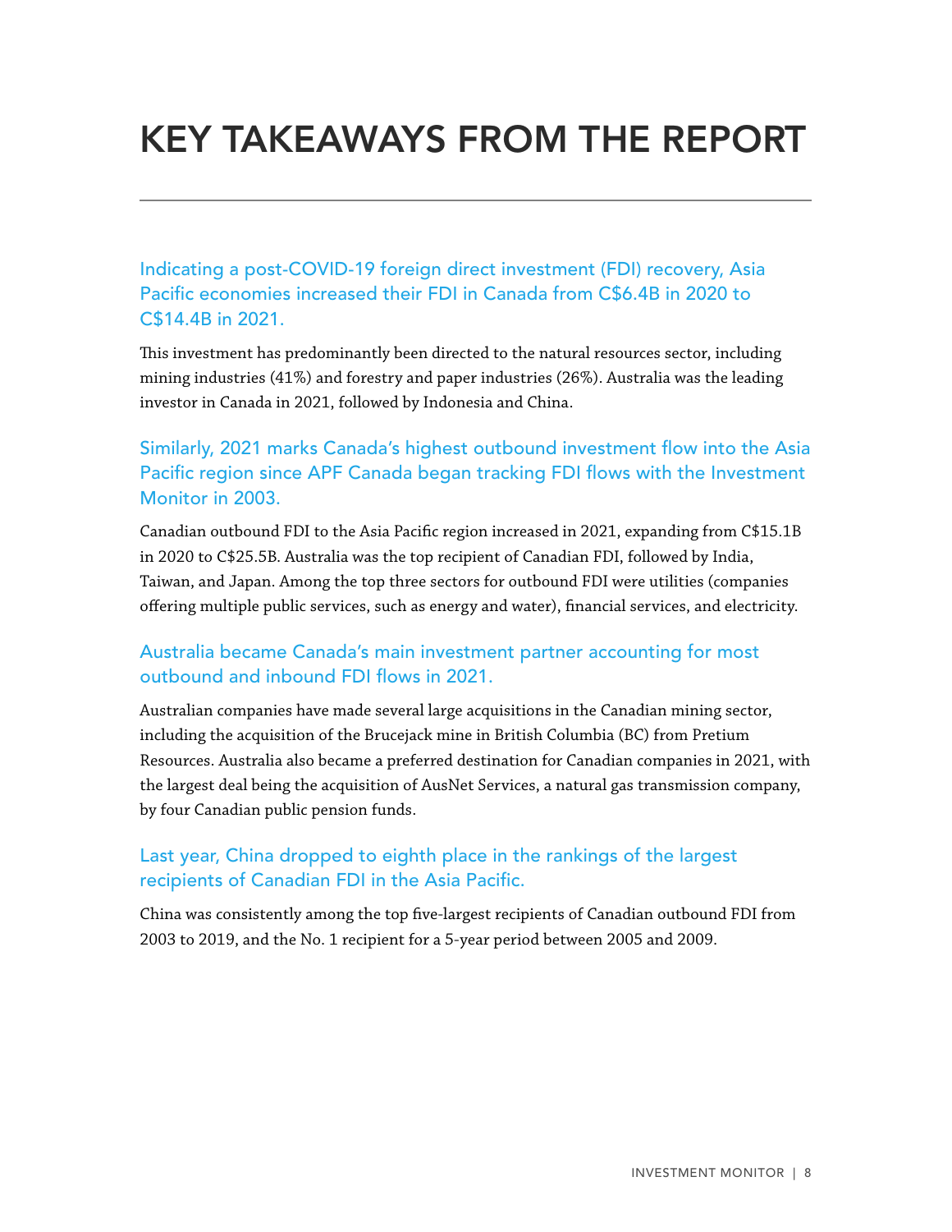# KEY TAKEAWAYS FROM THE REPORT

### Indicating a post-COVID-19 foreign direct investment (FDI) recovery, Asia Pacific economies increased their FDI in Canada from C$6.4B in 2020 to C$14.4B in 2021.

This investment has predominantly been directed to the natural resources sector, including mining industries (41%) and forestry and paper industries (26%). Australia was the leading investor in Canada in 2021, followed by Indonesia and China.

### Similarly, 2021 marks Canada's highest outbound investment flow into the Asia Pacific region since APF Canada began tracking FDI flows with the Investment Monitor in 2003.

Canadian outbound FDI to the Asia Pacific region increased in 2021, expanding from C$15.1B in 2020 to C$25.5B. Australia was the top recipient of Canadian FDI, followed by India, Taiwan, and Japan. Among the top three sectors for outbound FDI were utilities (companies offering multiple public services, such as energy and water), financial services, and electricity.

### Australia became Canada's main investment partner accounting for most outbound and inbound FDI flows in 2021.

Australian companies have made several large acquisitions in the Canadian mining sector, including the acquisition of the Brucejack mine in British Columbia (BC) from Pretium Resources. Australia also became a preferred destination for Canadian companies in 2021, with the largest deal being the acquisition of AusNet Services, a natural gas transmission company, by four Canadian public pension funds.

### Last year, China dropped to eighth place in the rankings of the largest recipients of Canadian FDI in the Asia Pacific.

China was consistently among the top five-largest recipients of Canadian outbound FDI from 2003 to 2019, and the No. 1 recipient for a 5-year period between 2005 and 2009.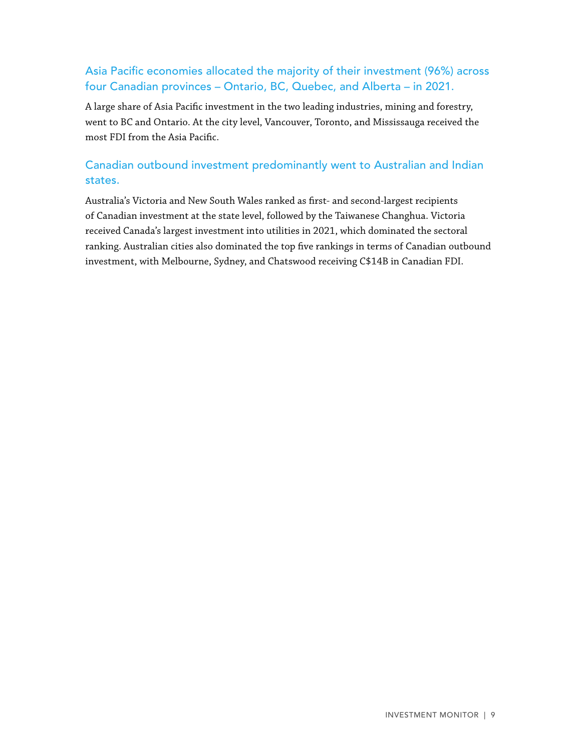### Asia Pacific economies allocated the majority of their investment (96%) across four Canadian provinces – Ontario, BC, Quebec, and Alberta – in 2021.

A large share of Asia Pacific investment in the two leading industries, mining and forestry, went to BC and Ontario. At the city level, Vancouver, Toronto, and Mississauga received the most FDI from the Asia Pacific.

### Canadian outbound investment predominantly went to Australian and Indian states.

Australia's Victoria and New South Wales ranked as first- and second-largest recipients of Canadian investment at the state level, followed by the Taiwanese Changhua. Victoria received Canada's largest investment into utilities in 2021, which dominated the sectoral ranking. Australian cities also dominated the top five rankings in terms of Canadian outbound investment, with Melbourne, Sydney, and Chatswood receiving C$14B in Canadian FDI.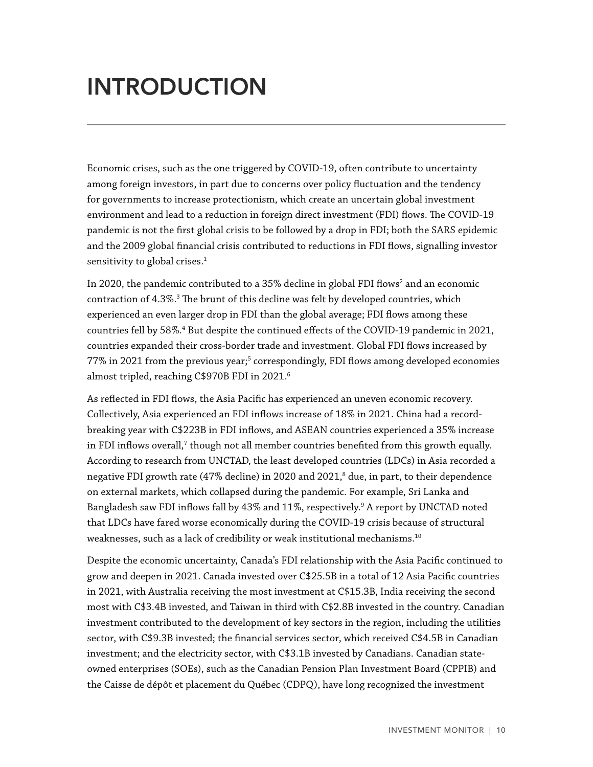# INTRODUCTION

Economic crises, such as the one triggered by COVID-19, often contribute to uncertainty among foreign investors, in part due to concerns over policy fluctuation and the tendency for governments to increase protectionism, which create an uncertain global investment environment and lead to a reduction in foreign direct investment (FDI) flows. The COVID-19 pandemic is not the first global crisis to be followed by a drop in FDI; both the SARS epidemic and the 2009 global financial crisis contributed to reductions in FDI flows, signalling investor sensitivity to global crises.[1]

In 2020, the pandemic contributed to a 35% decline in global FDI flows[2] and an economic contraction of 4.3%.[3] The brunt of this decline was felt by developed countries, which experienced an even larger drop in FDI than the global average; FDI flows among these countries fell by 58%.[4] But despite the continued effects of the COVID-19 pandemic in 2021, countries expanded their cross-border trade and investment. Global FDI flows increased by 77% in 2021 from the previous year;[5] correspondingly, FDI flows among developed economies almost tripled, reaching C$970B FDI in 2021.[6]

As reflected in FDI flows, the Asia Pacific has experienced an uneven economic recovery. Collectively, Asia experienced an FDI inflows increase of 18% in 2021. China had a record-breaking year with C$223B in FDI inflows, and ASEAN countries experienced a 35% increase in FDI inflows overall,[7] though not all member countries benefited from this growth equally. According to research from UNCTAD, the least developed countries (LDCs) in Asia recorded a negative FDI growth rate (47% decline) in 2020 and 2021,[8] due, in part, to their dependence on external markets, which collapsed during the pandemic. For example, Sri Lanka and Bangladesh saw FDI inflows fall by 43% and 11%, respectively.[9] A report by UNCTAD noted that LDCs have fared worse economically during the COVID-19 crisis because of structural weaknesses, such as a lack of credibility or weak institutional mechanisms.[10]

Despite the economic uncertainty, Canada's FDI relationship with the Asia Pacific continued to grow and deepen in 2021. Canada invested over C$25.5B in a total of 12 Asia Pacific countries in 2021, with Australia receiving the most investment at C$15.3B, India receiving the second most with C$3.4B invested, and Taiwan in third with C$2.8B invested in the country. Canadian investment contributed to the development of key sectors in the region, including the utilities sector, with C$9.3B invested; the financial services sector, which received C$4.5B in Canadian investment; and the electricity sector, with C$3.1B invested by Canadians. Canadian state-owned enterprises (SOEs), such as the Canadian Pension Plan Investment Board (CPPIB) and the Caisse de dépôt et placement du Québec (CDPQ), have long recognized the investment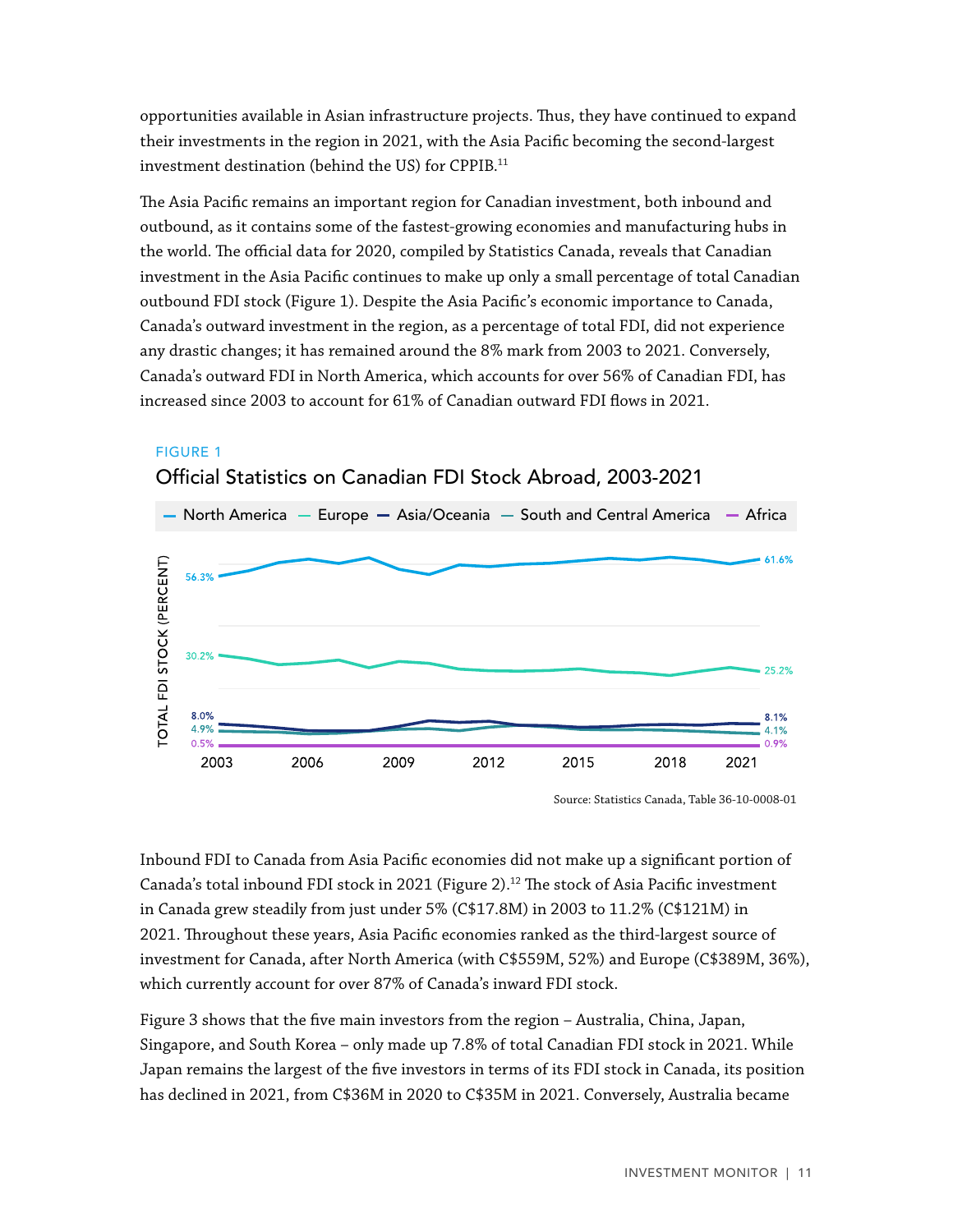opportunities available in Asian infrastructure projects. Thus, they have continued to expand their investments in the region in 2021, with the Asia Pacific becoming the second-largest investment destination (behind the US) for CPPIB.[11]

The Asia Pacific remains an important region for Canadian investment, both inbound and outbound, as it contains some of the fastest-growing economies and manufacturing hubs in the world. The official data for 2020, compiled by Statistics Canada, reveals that Canadian investment in the Asia Pacific continues to make up only a small percentage of total Canadian outbound FDI stock (Figure 1). Despite the Asia Pacific's economic importance to Canada, Canada's outward investment in the region, as a percentage of total FDI, did not experience any drastic changes; it has remained around the 8% mark from 2003 to 2021. Conversely, Canada's outward FDI in North America, which accounts for over 56% of Canadian FDI, has increased since 2003 to account for 61% of Canadian outward FDI flows in 2021.

FIGURE 1

**Official Statistics on Canadian FDI Stock Abroad, 2003-2021**

Legend: North America, Europe, Asia/Oceania, South and Central America, Africa

Y-axis: TOTAL FDI STOCK (PERCENT)

| Region | 2003 | 2021 |
|---|---|---|
| North America | 56.3% | 61.6% |
| Europe | 30.2% | 25.2% |
| Asia/Oceania | 8.0% | 8.1% |
| South and Central America | 4.9% | 4.1% |
| Africa | 0.5% | 0.9% |

Source: Statistics Canada, Table 36-10-0008-01

Inbound FDI to Canada from Asia Pacific economies did not make up a significant portion of Canada's total inbound FDI stock in 2021 (Figure 2).[12] The stock of Asia Pacific investment in Canada grew steadily from just under 5% (C$17.8M) in 2003 to 11.2% (C$121M) in 2021. Throughout these years, Asia Pacific economies ranked as the third-largest source of investment for Canada, after North America (with C$559M, 52%) and Europe (C$389M, 36%), which currently account for over 87% of Canada's inward FDI stock.

Figure 3 shows that the five main investors from the region – Australia, China, Japan, Singapore, and South Korea – only made up 7.8% of total Canadian FDI stock in 2021. While Japan remains the largest of the five investors in terms of its FDI stock in Canada, its position has declined in 2021, from C$36M in 2020 to C$35M in 2021. Conversely, Australia became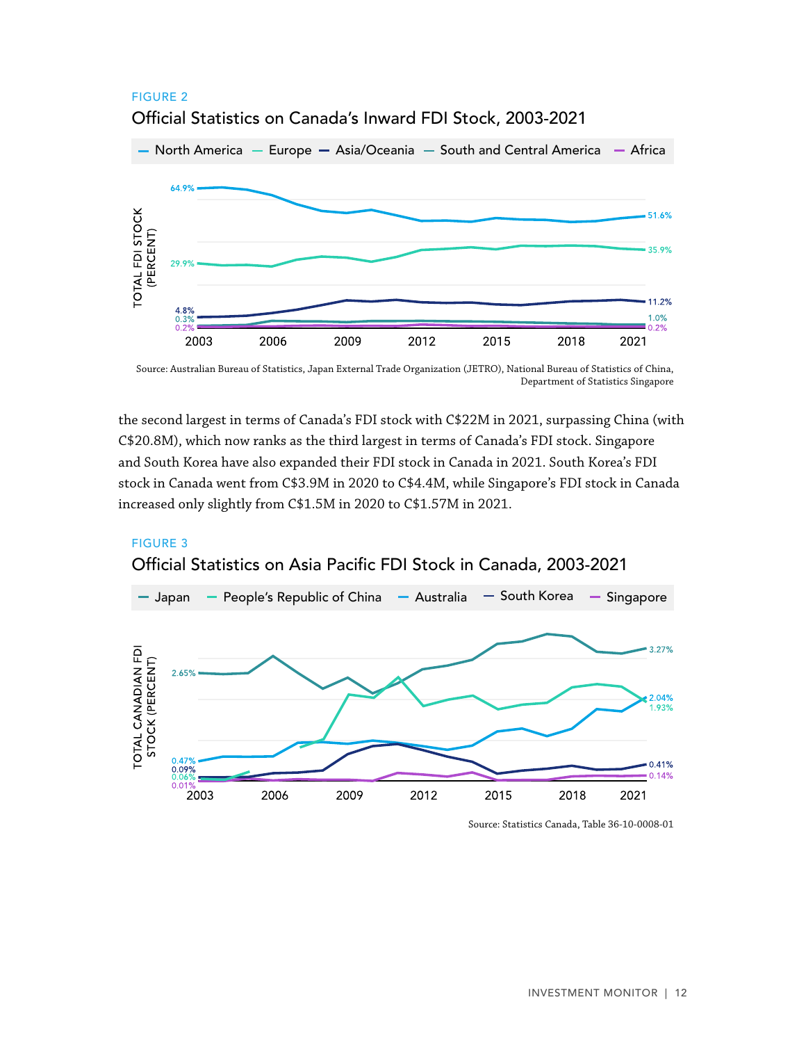FIGURE 2

## Official Statistics on Canada's Inward FDI Stock, 2003-2021

Source: Australian Bureau of Statistics, Japan External Trade Organization (JETRO), National Bureau of Statistics of China, Department of Statistics Singapore

the second largest in terms of Canada's FDI stock with C$22M in 2021, surpassing China (with C$20.8M), which now ranks as the third largest in terms of Canada's FDI stock. Singapore and South Korea have also expanded their FDI stock in Canada in 2021. South Korea's FDI stock in Canada went from C$3.9M in 2020 to C$4.4M, while Singapore's FDI stock in Canada increased only slightly from C$1.5M in 2020 to C$1.57M in 2021.

FIGURE 3

## Official Statistics on Asia Pacific FDI Stock in Canada, 2003-2021

Source: Statistics Canada, Table 36-10-0008-01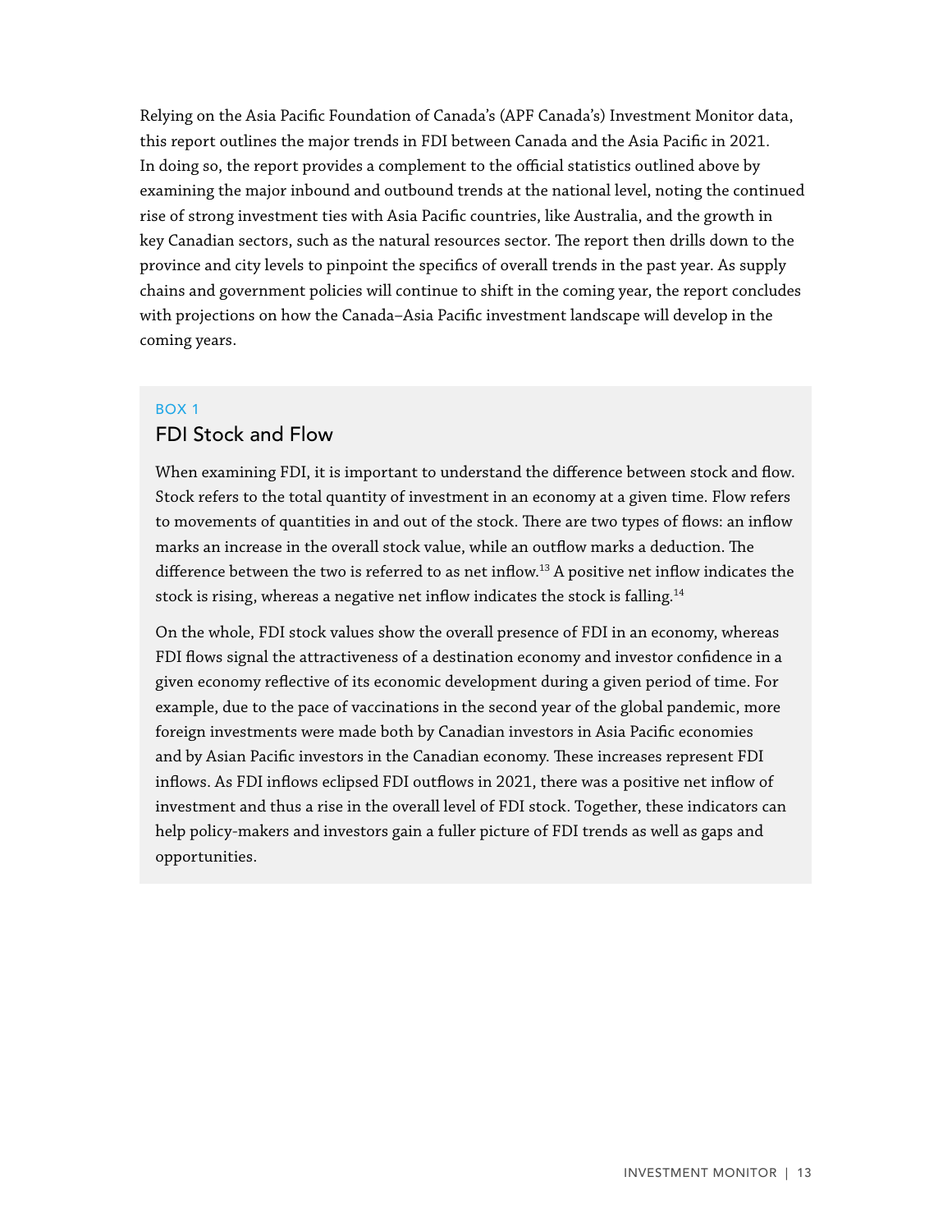Relying on the Asia Pacific Foundation of Canada's (APF Canada's) Investment Monitor data, this report outlines the major trends in FDI between Canada and the Asia Pacific in 2021. In doing so, the report provides a complement to the official statistics outlined above by examining the major inbound and outbound trends at the national level, noting the continued rise of strong investment ties with Asia Pacific countries, like Australia, and the growth in key Canadian sectors, such as the natural resources sector. The report then drills down to the province and city levels to pinpoint the specifics of overall trends in the past year. As supply chains and government policies will continue to shift in the coming year, the report concludes with projections on how the Canada–Asia Pacific investment landscape will develop in the coming years.

BOX 1

## FDI Stock and Flow

When examining FDI, it is important to understand the difference between stock and flow. Stock refers to the total quantity of investment in an economy at a given time. Flow refers to movements of quantities in and out of the stock. There are two types of flows: an inflow marks an increase in the overall stock value, while an outflow marks a deduction. The difference between the two is referred to as net inflow.[13] A positive net inflow indicates the stock is rising, whereas a negative net inflow indicates the stock is falling.[14]

On the whole, FDI stock values show the overall presence of FDI in an economy, whereas FDI flows signal the attractiveness of a destination economy and investor confidence in a given economy reflective of its economic development during a given period of time. For example, due to the pace of vaccinations in the second year of the global pandemic, more foreign investments were made both by Canadian investors in Asia Pacific economies and by Asian Pacific investors in the Canadian economy. These increases represent FDI inflows. As FDI inflows eclipsed FDI outflows in 2021, there was a positive net inflow of investment and thus a rise in the overall level of FDI stock. Together, these indicators can help policy-makers and investors gain a fuller picture of FDI trends as well as gaps and opportunities.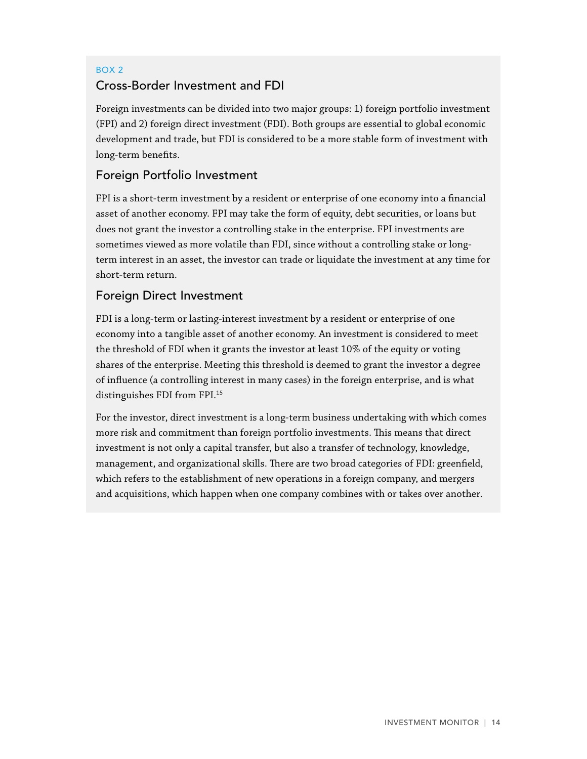BOX 2

## Cross-Border Investment and FDI

Foreign investments can be divided into two major groups: 1) foreign portfolio investment (FPI) and 2) foreign direct investment (FDI). Both groups are essential to global economic development and trade, but FDI is considered to be a more stable form of investment with long-term benefits.

### Foreign Portfolio Investment

FPI is a short-term investment by a resident or enterprise of one economy into a financial asset of another economy. FPI may take the form of equity, debt securities, or loans but does not grant the investor a controlling stake in the enterprise. FPI investments are sometimes viewed as more volatile than FDI, since without a controlling stake or long-term interest in an asset, the investor can trade or liquidate the investment at any time for short-term return.

### Foreign Direct Investment

FDI is a long-term or lasting-interest investment by a resident or enterprise of one economy into a tangible asset of another economy. An investment is considered to meet the threshold of FDI when it grants the investor at least 10% of the equity or voting shares of the enterprise. Meeting this threshold is deemed to grant the investor a degree of influence (a controlling interest in many cases) in the foreign enterprise, and is what distinguishes FDI from FPI.[15]

For the investor, direct investment is a long-term business undertaking with which comes more risk and commitment than foreign portfolio investments. This means that direct investment is not only a capital transfer, but also a transfer of technology, knowledge, management, and organizational skills. There are two broad categories of FDI: greenfield, which refers to the establishment of new operations in a foreign company, and mergers and acquisitions, which happen when one company combines with or takes over another.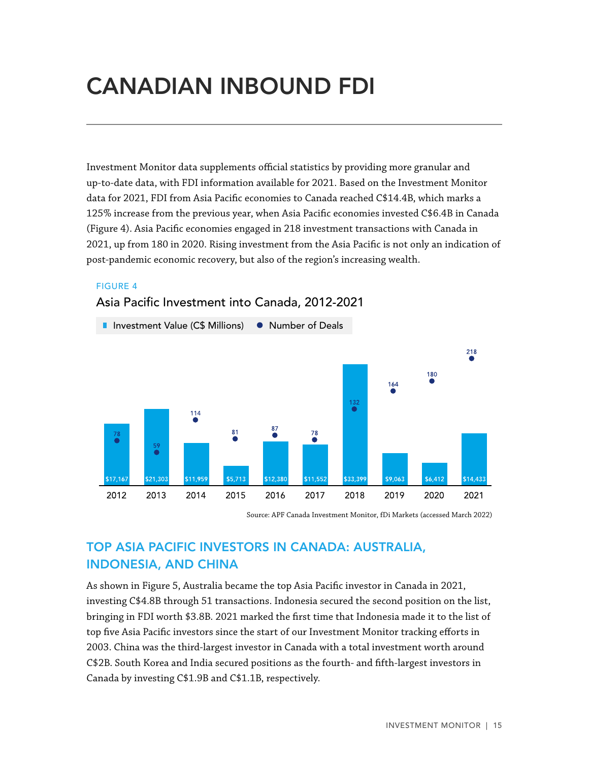# CANADIAN INBOUND FDI

Investment Monitor data supplements official statistics by providing more granular and up-to-date data, with FDI information available for 2021. Based on the Investment Monitor data for 2021, FDI from Asia Pacific economies to Canada reached C$14.4B, which marks a 125% increase from the previous year, when Asia Pacific economies invested C$6.4B in Canada (Figure 4). Asia Pacific economies engaged in 218 investment transactions with Canada in 2021, up from 180 in 2020. Rising investment from the Asia Pacific is not only an indication of post-pandemic economic recovery, but also of the region's increasing wealth.

FIGURE 4

Asia Pacific Investment into Canada, 2012-2021

| Year | Investment Value (C$ Millions) | Number of Deals |
|---|---|---|
| 2012 | $17,167 | 78 |
| 2013 | $21,303 | 59 |
| 2014 | $11,959 | 114 |
| 2015 | $5,713 | 81 |
| 2016 | $12,380 | 87 |
| 2017 | $11,552 | 78 |
| 2018 | $33,399 | 132 |
| 2019 | $9,063 | 164 |
| 2020 | $6,412 | 180 |
| 2021 | $14,433 | 218 |

Source: APF Canada Investment Monitor, fDi Markets (accessed March 2022)

## TOP ASIA PACIFIC INVESTORS IN CANADA: AUSTRALIA, INDONESIA, AND CHINA

As shown in Figure 5, Australia became the top Asia Pacific investor in Canada in 2021, investing C$4.8B through 51 transactions. Indonesia secured the second position on the list, bringing in FDI worth $3.8B. 2021 marked the first time that Indonesia made it to the list of top five Asia Pacific investors since the start of our Investment Monitor tracking efforts in 2003. China was the third-largest investor in Canada with a total investment worth around C$2B. South Korea and India secured positions as the fourth- and fifth-largest investors in Canada by investing C$1.9B and C$1.1B, respectively.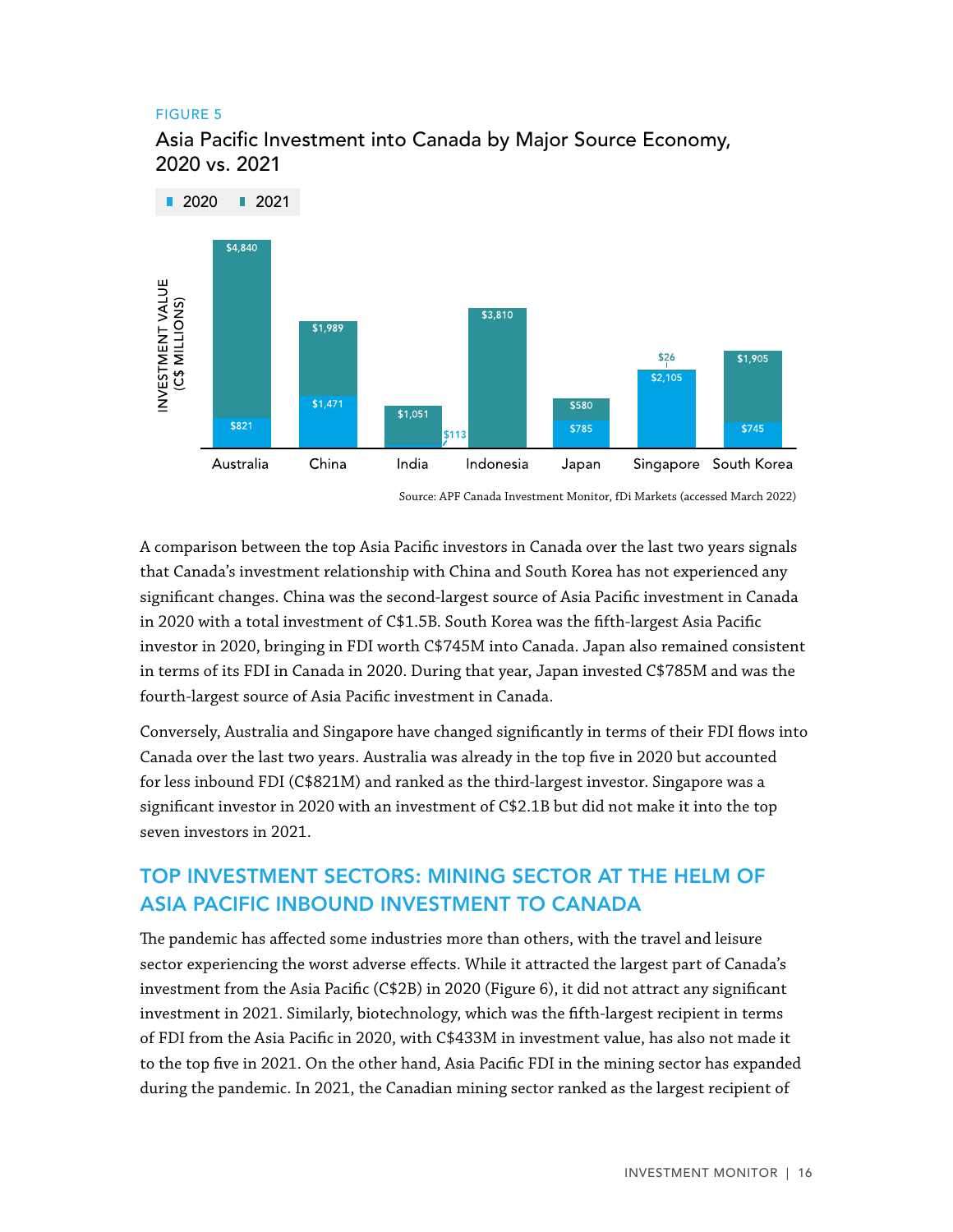FIGURE 5

## Asia Pacific Investment into Canada by Major Source Economy, 2020 vs. 2021

| Economy | 2020 (C$ millions) | 2021 (C$ millions) |
|---|---|---|
| Australia | $821 | $4,840 |
| China | $1,471 | $1,989 |
| India | | $1,051 |
| Indonesia | $113 | $3,810 |
| Japan | $785 | $580 |
| Singapore | $2,105 | $26 |
| South Korea | $745 | $1,905 |

Source: APF Canada Investment Monitor, fDi Markets (accessed March 2022)

A comparison between the top Asia Pacific investors in Canada over the last two years signals that Canada's investment relationship with China and South Korea has not experienced any significant changes. China was the second-largest source of Asia Pacific investment in Canada in 2020 with a total investment of C$1.5B. South Korea was the fifth-largest Asia Pacific investor in 2020, bringing in FDI worth C$745M into Canada. Japan also remained consistent in terms of its FDI in Canada in 2020. During that year, Japan invested C$785M and was the fourth-largest source of Asia Pacific investment in Canada.

Conversely, Australia and Singapore have changed significantly in terms of their FDI flows into Canada over the last two years. Australia was already in the top five in 2020 but accounted for less inbound FDI (C$821M) and ranked as the third-largest investor. Singapore was a significant investor in 2020 with an investment of C$2.1B but did not make it into the top seven investors in 2021.

## TOP INVESTMENT SECTORS: MINING SECTOR AT THE HELM OF ASIA PACIFIC INBOUND INVESTMENT TO CANADA

The pandemic has affected some industries more than others, with the travel and leisure sector experiencing the worst adverse effects. While it attracted the largest part of Canada's investment from the Asia Pacific (C$2B) in 2020 (Figure 6), it did not attract any significant investment in 2021. Similarly, biotechnology, which was the fifth-largest recipient in terms of FDI from the Asia Pacific in 2020, with C$433M in investment value, has also not made it to the top five in 2021. On the other hand, Asia Pacific FDI in the mining sector has expanded during the pandemic. In 2021, the Canadian mining sector ranked as the largest recipient of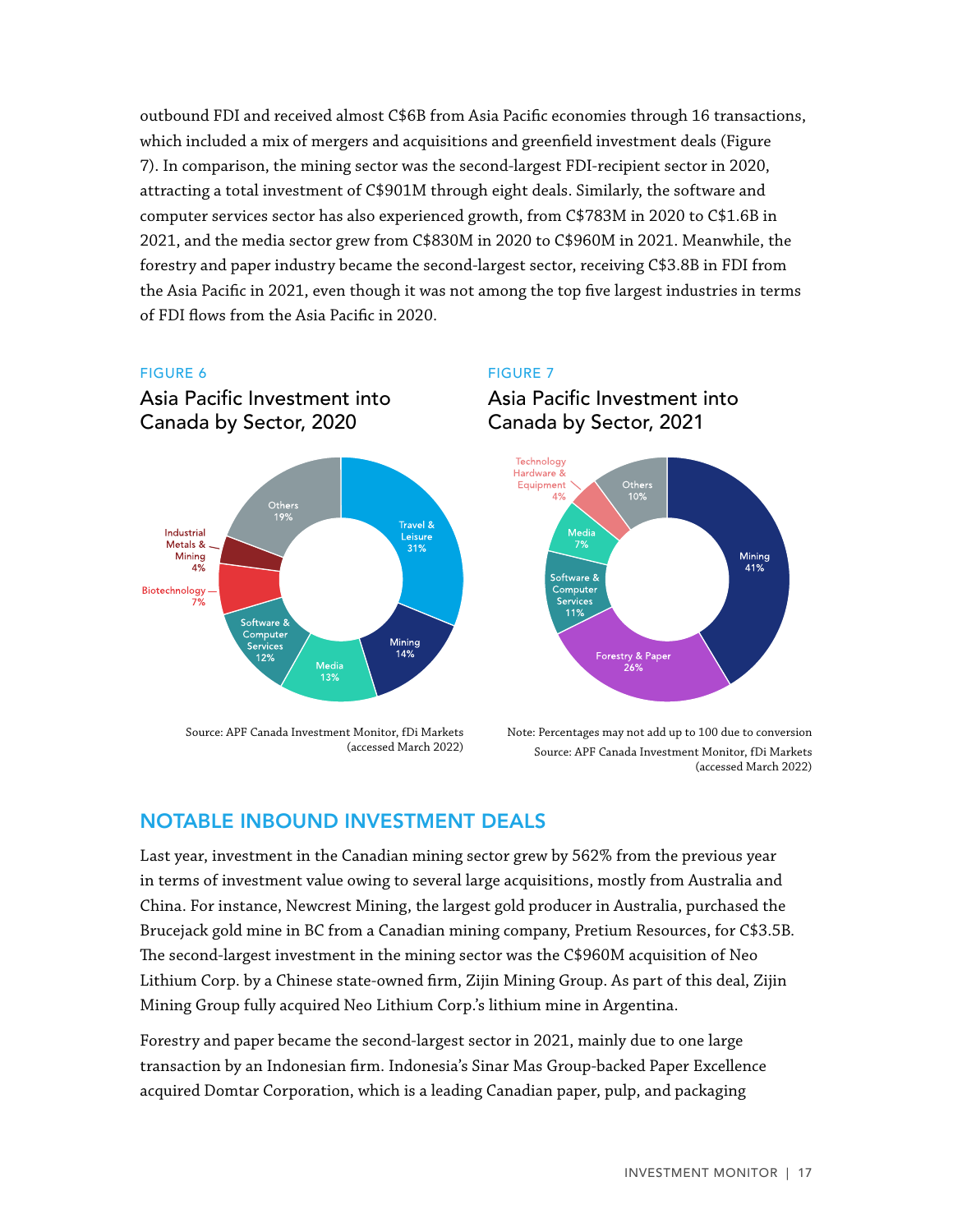outbound FDI and received almost C$6B from Asia Pacific economies through 16 transactions, which included a mix of mergers and acquisitions and greenfield investment deals (Figure 7). In comparison, the mining sector was the second-largest FDI-recipient sector in 2020, attracting a total investment of C$901M through eight deals. Similarly, the software and computer services sector has also experienced growth, from C$783M in 2020 to C$1.6B in 2021, and the media sector grew from C$830M in 2020 to C$960M in 2021. Meanwhile, the forestry and paper industry became the second-largest sector, receiving C$3.8B in FDI from the Asia Pacific in 2021, even though it was not among the top five largest industries in terms of FDI flows from the Asia Pacific in 2020.

FIGURE 6

### Asia Pacific Investment into Canada by Sector, 2020

| Sector | Share |
| --- | --- |
| Travel & Leisure | 31% |
| Mining | 14% |
| Media | 13% |
| Software & Computer Services | 12% |
| Biotechnology | 7% |
| Industrial Metals & Mining | 4% |
| Others | 19% |

Source: APF Canada Investment Monitor, fDi Markets (accessed March 2022)

FIGURE 7

### Asia Pacific Investment into Canada by Sector, 2021

| Sector | Share |
| --- | --- |
| Mining | 41% |
| Forestry & Paper | 26% |
| Software & Computer Services | 11% |
| Media | 7% |
| Technology Hardware & Equipment | 4% |
| Others | 10% |

Note: Percentages may not add up to 100 due to conversion
Source: APF Canada Investment Monitor, fDi Markets (accessed March 2022)

## NOTABLE INBOUND INVESTMENT DEALS

Last year, investment in the Canadian mining sector grew by 562% from the previous year in terms of investment value owing to several large acquisitions, mostly from Australia and China. For instance, Newcrest Mining, the largest gold producer in Australia, purchased the Brucejack gold mine in BC from a Canadian mining company, Pretium Resources, for C$3.5B. The second-largest investment in the mining sector was the C$960M acquisition of Neo Lithium Corp. by a Chinese state-owned firm, Zijin Mining Group. As part of this deal, Zijin Mining Group fully acquired Neo Lithium Corp.'s lithium mine in Argentina.

Forestry and paper became the second-largest sector in 2021, mainly due to one large transaction by an Indonesian firm. Indonesia's Sinar Mas Group-backed Paper Excellence acquired Domtar Corporation, which is a leading Canadian paper, pulp, and packaging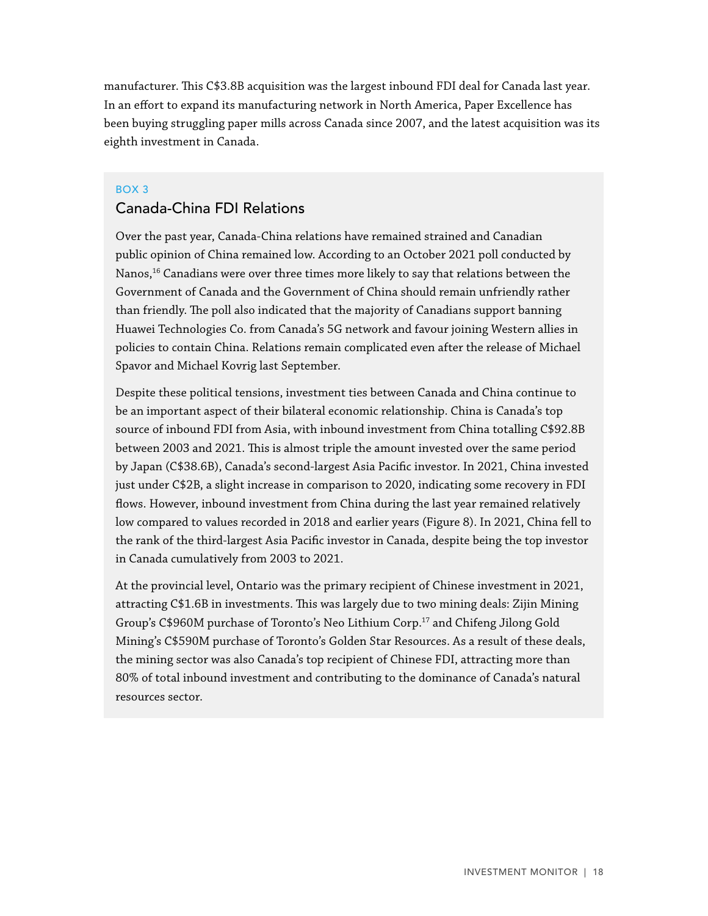manufacturer. This C$3.8B acquisition was the largest inbound FDI deal for Canada last year. In an effort to expand its manufacturing network in North America, Paper Excellence has been buying struggling paper mills across Canada since 2007, and the latest acquisition was its eighth investment in Canada.

BOX 3

## Canada-China FDI Relations

Over the past year, Canada-China relations have remained strained and Canadian public opinion of China remained low. According to an October 2021 poll conducted by Nanos,[16] Canadians were over three times more likely to say that relations between the Government of Canada and the Government of China should remain unfriendly rather than friendly. The poll also indicated that the majority of Canadians support banning Huawei Technologies Co. from Canada's 5G network and favour joining Western allies in policies to contain China. Relations remain complicated even after the release of Michael Spavor and Michael Kovrig last September.

Despite these political tensions, investment ties between Canada and China continue to be an important aspect of their bilateral economic relationship. China is Canada's top source of inbound FDI from Asia, with inbound investment from China totalling C$92.8B between 2003 and 2021. This is almost triple the amount invested over the same period by Japan (C$38.6B), Canada's second-largest Asia Pacific investor. In 2021, China invested just under C$2B, a slight increase in comparison to 2020, indicating some recovery in FDI flows. However, inbound investment from China during the last year remained relatively low compared to values recorded in 2018 and earlier years (Figure 8). In 2021, China fell to the rank of the third-largest Asia Pacific investor in Canada, despite being the top investor in Canada cumulatively from 2003 to 2021.

At the provincial level, Ontario was the primary recipient of Chinese investment in 2021, attracting C$1.6B in investments. This was largely due to two mining deals: Zijin Mining Group's C$960M purchase of Toronto's Neo Lithium Corp.[17] and Chifeng Jilong Gold Mining's C$590M purchase of Toronto's Golden Star Resources. As a result of these deals, the mining sector was also Canada's top recipient of Chinese FDI, attracting more than 80% of total inbound investment and contributing to the dominance of Canada's natural resources sector.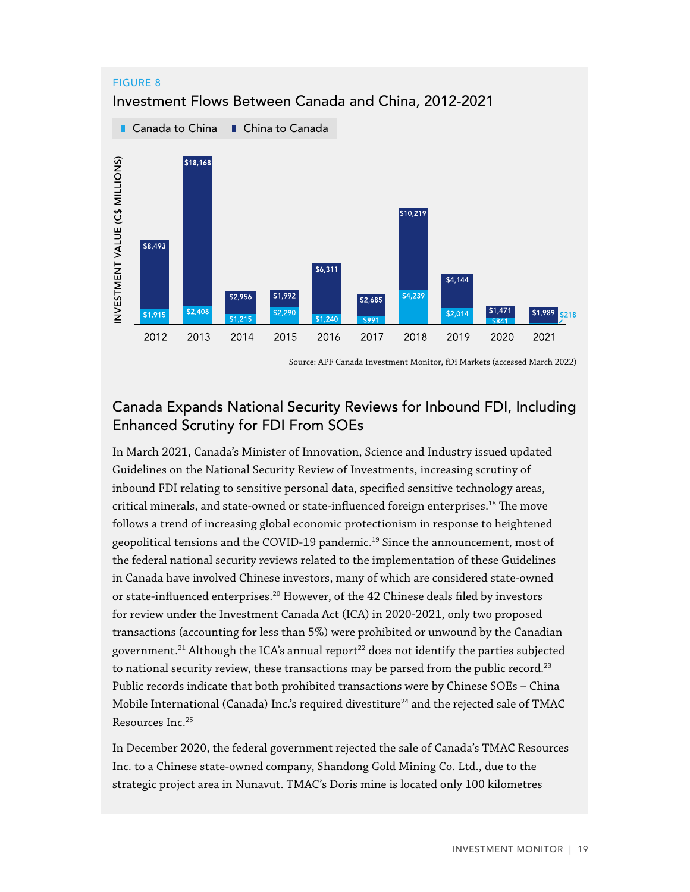FIGURE 8

Investment Flows Between Canada and China, 2012-2021

| Year | Canada to China (C$ millions) | China to Canada (C$ millions) |
|---|---|---|
| 2012 | $1,915 | $8,493 |
| 2013 | $2,408 | $18,168 |
| 2014 | $1,215 | $2,956 |
| 2015 | $2,290 | $1,992 |
| 2016 | $1,240 | $6,311 |
| 2017 | $991 | $2,685 |
| 2018 | $4,239 | $10,219 |
| 2019 | $2,014 | $4,144 |
| 2020 | $841 | $1,471 |
| 2021 | $218 | $1,989 |

Source: APF Canada Investment Monitor, fDi Markets (accessed March 2022)

## Canada Expands National Security Reviews for Inbound FDI, Including Enhanced Scrutiny for FDI From SOEs

In March 2021, Canada's Minister of Innovation, Science and Industry issued updated Guidelines on the National Security Review of Investments, increasing scrutiny of inbound FDI relating to sensitive personal data, specified sensitive technology areas, critical minerals, and state-owned or state-influenced foreign enterprises.[18] The move follows a trend of increasing global economic protectionism in response to heightened geopolitical tensions and the COVID-19 pandemic.[19] Since the announcement, most of the federal national security reviews related to the implementation of these Guidelines in Canada have involved Chinese investors, many of which are considered state-owned or state-influenced enterprises.[20] However, of the 42 Chinese deals filed by investors for review under the Investment Canada Act (ICA) in 2020-2021, only two proposed transactions (accounting for less than 5%) were prohibited or unwound by the Canadian government.[21] Although the ICA's annual report[22] does not identify the parties subjected to national security review, these transactions may be parsed from the public record.[23] Public records indicate that both prohibited transactions were by Chinese SOEs – China Mobile International (Canada) Inc.'s required divestiture[24] and the rejected sale of TMAC Resources Inc.[25]

In December 2020, the federal government rejected the sale of Canada's TMAC Resources Inc. to a Chinese state-owned company, Shandong Gold Mining Co. Ltd., due to the strategic project area in Nunavut. TMAC's Doris mine is located only 100 kilometres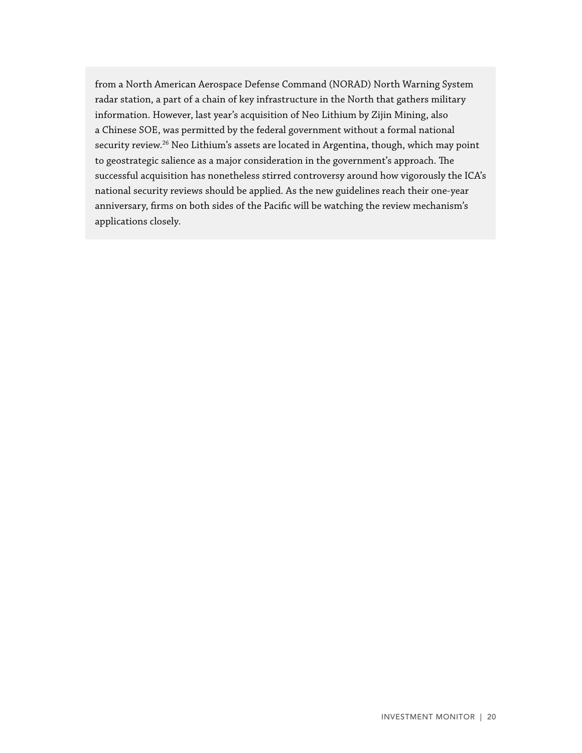from a North American Aerospace Defense Command (NORAD) North Warning System radar station, a part of a chain of key infrastructure in the North that gathers military information. However, last year's acquisition of Neo Lithium by Zijin Mining, also a Chinese SOE, was permitted by the federal government without a formal national security review.[26] Neo Lithium's assets are located in Argentina, though, which may point to geostrategic salience as a major consideration in the government's approach. The successful acquisition has nonetheless stirred controversy around how vigorously the ICA's national security reviews should be applied. As the new guidelines reach their one-year anniversary, firms on both sides of the Pacific will be watching the review mechanism's applications closely.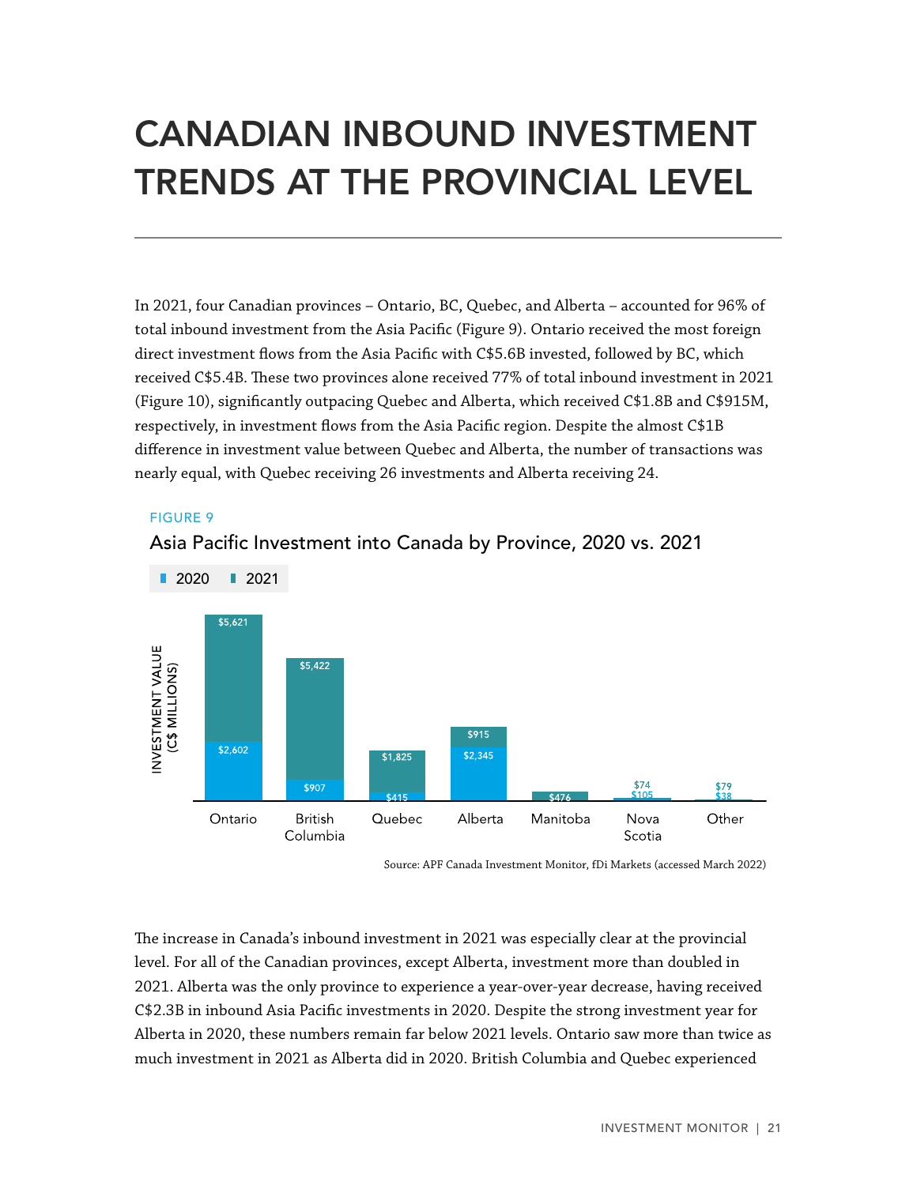# CANADIAN INBOUND INVESTMENT TRENDS AT THE PROVINCIAL LEVEL

In 2021, four Canadian provinces – Ontario, BC, Quebec, and Alberta – accounted for 96% of total inbound investment from the Asia Pacific (Figure 9). Ontario received the most foreign direct investment flows from the Asia Pacific with C$5.6B invested, followed by BC, which received C$5.4B. These two provinces alone received 77% of total inbound investment in 2021 (Figure 10), significantly outpacing Quebec and Alberta, which received C$1.8B and C$915M, respectively, in investment flows from the Asia Pacific region. Despite the almost C$1B difference in investment value between Quebec and Alberta, the number of transactions was nearly equal, with Quebec receiving 26 investments and Alberta receiving 24.

FIGURE 9

Asia Pacific Investment into Canada by Province, 2020 vs. 2021

| Province | 2020 (C$ millions) | 2021 (C$ millions) |
|---|---|---|
| Ontario | $2,602 | $5,621 |
| British Columbia | $907 | $5,422 |
| Quebec | $415 | $1,825 |
| Alberta | $2,345 | $915 |
| Manitoba | | $476 |
| Nova Scotia | $105 | $74 |
| Other | $38 | $79 |

Source: APF Canada Investment Monitor, fDi Markets (accessed March 2022)

The increase in Canada's inbound investment in 2021 was especially clear at the provincial level. For all of the Canadian provinces, except Alberta, investment more than doubled in 2021. Alberta was the only province to experience a year-over-year decrease, having received C$2.3B in inbound Asia Pacific investments in 2020. Despite the strong investment year for Alberta in 2020, these numbers remain far below 2021 levels. Ontario saw more than twice as much investment in 2021 as Alberta did in 2020. British Columbia and Quebec experienced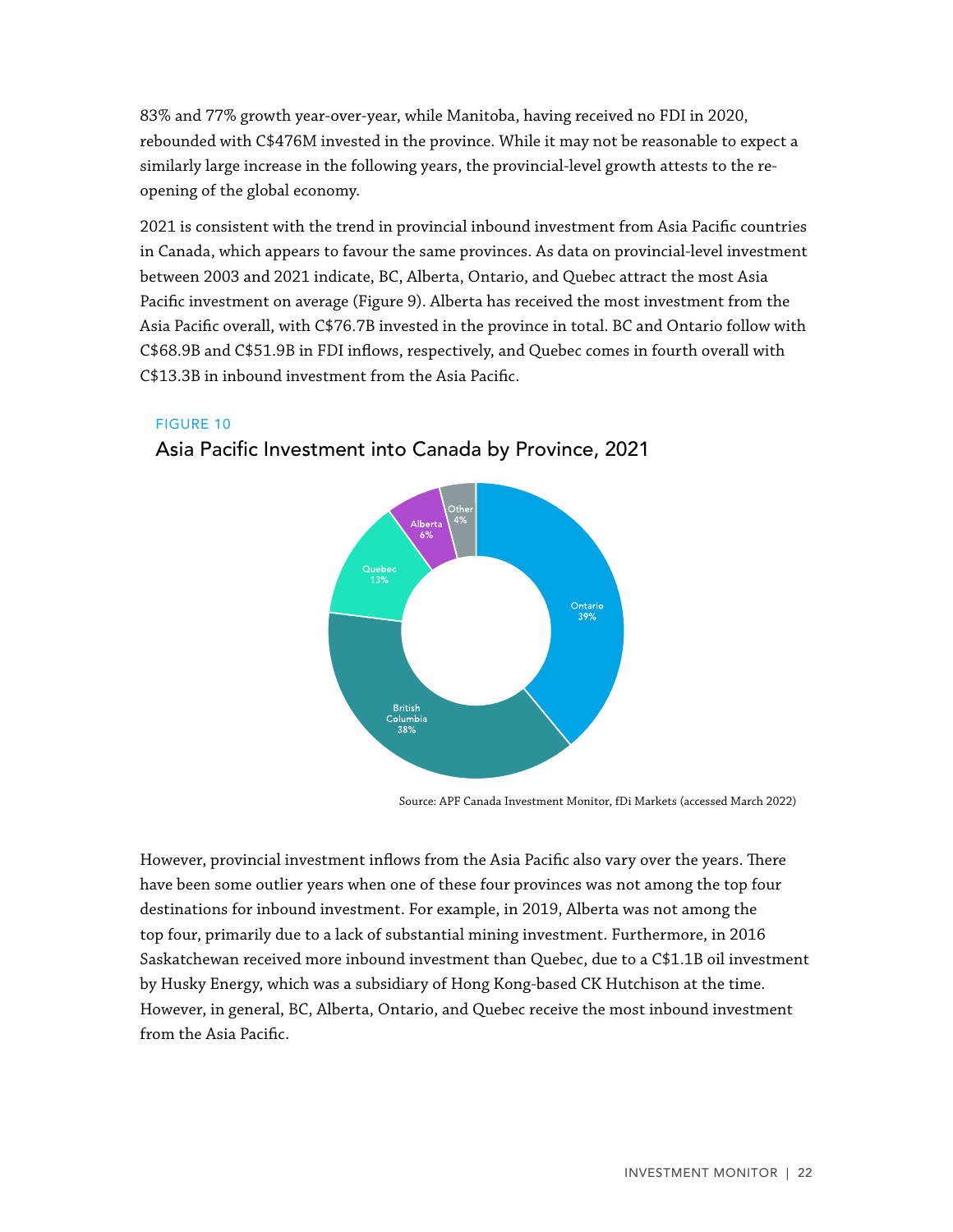83% and 77% growth year-over-year, while Manitoba, having received no FDI in 2020, rebounded with C$476M invested in the province. While it may not be reasonable to expect a similarly large increase in the following years, the provincial-level growth attests to the re-opening of the global economy.

2021 is consistent with the trend in provincial inbound investment from Asia Pacific countries in Canada, which appears to favour the same provinces. As data on provincial-level investment between 2003 and 2021 indicate, BC, Alberta, Ontario, and Quebec attract the most Asia Pacific investment on average (Figure 9). Alberta has received the most investment from the Asia Pacific overall, with C$76.7B invested in the province in total. BC and Ontario follow with C$68.9B and C$51.9B in FDI inflows, respectively, and Quebec comes in fourth overall with C$13.3B in inbound investment from the Asia Pacific.

FIGURE 10

Asia Pacific Investment into Canada by Province, 2021

| Province | Share |
| --- | --- |
| Ontario | 39% |
| British Columbia | 38% |
| Quebec | 13% |
| Alberta | 6% |
| Other | 4% |

Source: APF Canada Investment Monitor, fDi Markets (accessed March 2022)

However, provincial investment inflows from the Asia Pacific also vary over the years. There have been some outlier years when one of these four provinces was not among the top four destinations for inbound investment. For example, in 2019, Alberta was not among the top four, primarily due to a lack of substantial mining investment. Furthermore, in 2016 Saskatchewan received more inbound investment than Quebec, due to a C$1.1B oil investment by Husky Energy, which was a subsidiary of Hong Kong-based CK Hutchison at the time. However, in general, BC, Alberta, Ontario, and Quebec receive the most inbound investment from the Asia Pacific.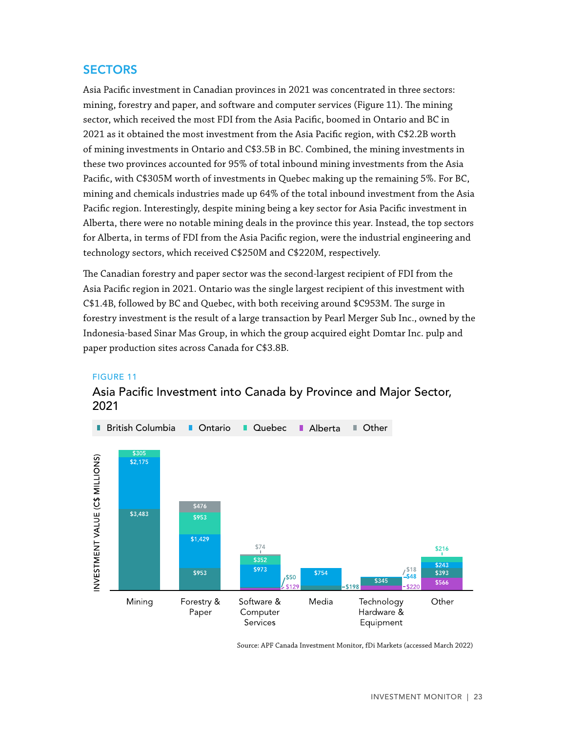## SECTORS

Asia Pacific investment in Canadian provinces in 2021 was concentrated in three sectors: mining, forestry and paper, and software and computer services (Figure 11). The mining sector, which received the most FDI from the Asia Pacific, boomed in Ontario and BC in 2021 as it obtained the most investment from the Asia Pacific region, with C$2.2B worth of mining investments in Ontario and C$3.5B in BC. Combined, the mining investments in these two provinces accounted for 95% of total inbound mining investments from the Asia Pacific, with C$305M worth of investments in Quebec making up the remaining 5%. For BC, mining and chemicals industries made up 64% of the total inbound investment from the Asia Pacific region. Interestingly, despite mining being a key sector for Asia Pacific investment in Alberta, there were no notable mining deals in the province this year. Instead, the top sectors for Alberta, in terms of FDI from the Asia Pacific region, were the industrial engineering and technology sectors, which received C$250M and C$220M, respectively.

The Canadian forestry and paper sector was the second-largest recipient of FDI from the Asia Pacific region in 2021. Ontario was the single largest recipient of this investment with C$1.4B, followed by BC and Quebec, with both receiving around $C953M. The surge in forestry investment is the result of a large transaction by Pearl Merger Sub Inc., owned by the Indonesia-based Sinar Mas Group, in which the group acquired eight Domtar Inc. pulp and paper production sites across Canada for C$3.8B.

FIGURE 11

Asia Pacific Investment into Canada by Province and Major Sector, 2021

| Sector | British Columbia | Ontario | Quebec | Alberta | Other |
|---|---|---|---|---|---|
| Mining | $3,483 | $2,175 | $305 | | |
| Forestry & Paper | $953 | $1,429 | $953 | | $476 |
| Software & Computer Services | $50 | $973 | $352 | $129 | $74 |
| Media | $198 | $754 | | | |
| Technology Hardware & Equipment | $345 | $48 | | $220 | $18 |
| Other | $393 | $243 | $216 | $566 | |

Investment value (C$ millions)

Source: APF Canada Investment Monitor, fDi Markets (accessed March 2022)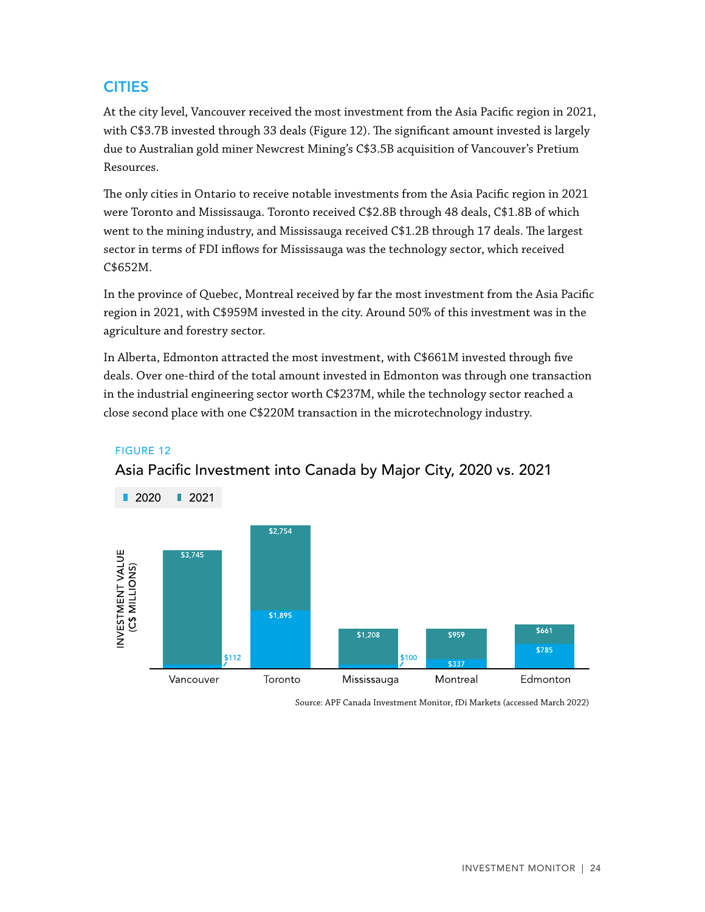## CITIES

At the city level, Vancouver received the most investment from the Asia Pacific region in 2021, with C$3.7B invested through 33 deals (Figure 12). The significant amount invested is largely due to Australian gold miner Newcrest Mining's C$3.5B acquisition of Vancouver's Pretium Resources.

The only cities in Ontario to receive notable investments from the Asia Pacific region in 2021 were Toronto and Mississauga. Toronto received C$2.8B through 48 deals, C$1.8B of which went to the mining industry, and Mississauga received C$1.2B through 17 deals. The largest sector in terms of FDI inflows for Mississauga was the technology sector, which received C$652M.

In the province of Quebec, Montreal received by far the most investment from the Asia Pacific region in 2021, with C$959M invested in the city. Around 50% of this investment was in the agriculture and forestry sector.

In Alberta, Edmonton attracted the most investment, with C$661M invested through five deals. Over one-third of the total amount invested in Edmonton was through one transaction in the industrial engineering sector worth C$237M, while the technology sector reached a close second place with one C$220M transaction in the microtechnology industry.

FIGURE 12

Asia Pacific Investment into Canada by Major City, 2020 vs. 2021

| City | 2020 (C$ millions) | 2021 (C$ millions) |
|---|---|---|
| Vancouver | $112 | $3,745 |
| Toronto | $1,895 | $2,754 |
| Mississauga | $100 | $1,208 |
| Montreal | $337 | $959 |
| Edmonton | $785 | $661 |

Source: APF Canada Investment Monitor, fDi Markets (accessed March 2022)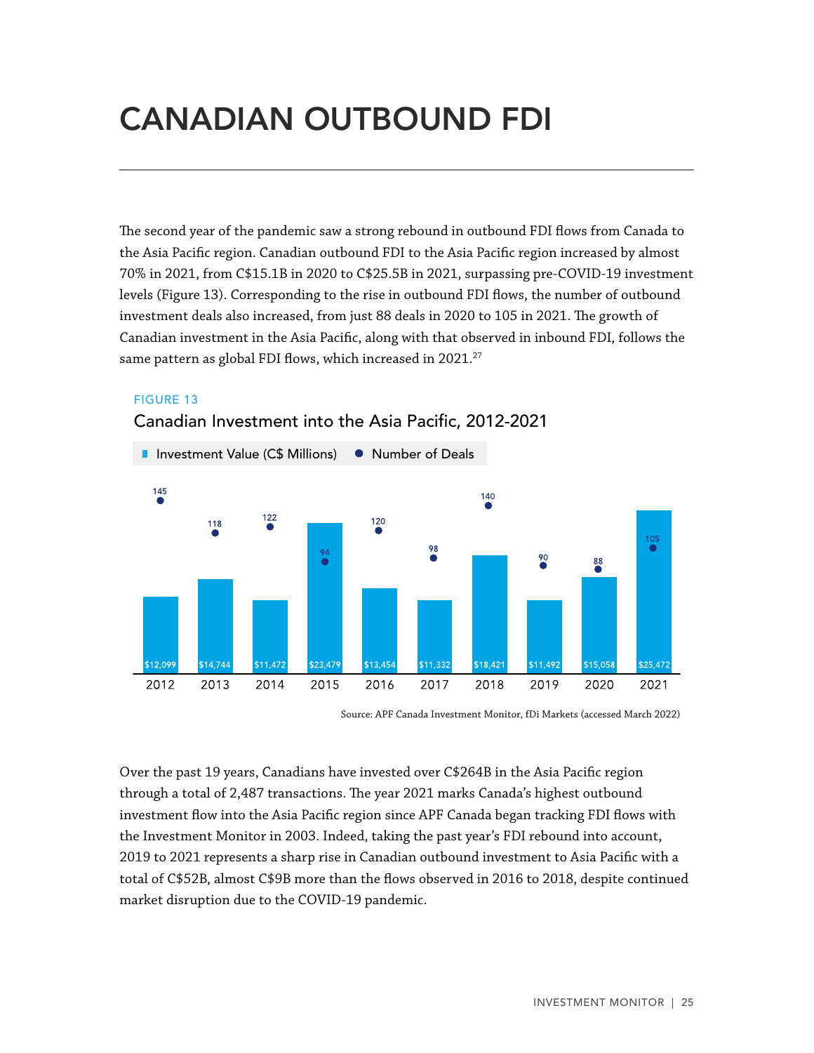# CANADIAN OUTBOUND FDI

The second year of the pandemic saw a strong rebound in outbound FDI flows from Canada to the Asia Pacific region. Canadian outbound FDI to the Asia Pacific region increased by almost 70% in 2021, from C$15.1B in 2020 to C$25.5B in 2021, surpassing pre-COVID-19 investment levels (Figure 13). Corresponding to the rise in outbound FDI flows, the number of outbound investment deals also increased, from just 88 deals in 2020 to 105 in 2021. The growth of Canadian investment in the Asia Pacific, along with that observed in inbound FDI, follows the same pattern as global FDI flows, which increased in 2021.[27]

FIGURE 13

Canadian Investment into the Asia Pacific, 2012-2021

| Year | Investment Value (C$ Millions) | Number of Deals |
|---|---|---|
| 2012 | $12,099 | 145 |
| 2013 | $14,744 | 118 |
| 2014 | $11,472 | 122 |
| 2015 | $23,479 | 94 |
| 2016 | $13,454 | 120 |
| 2017 | $11,332 | 98 |
| 2018 | $18,421 | 140 |
| 2019 | $11,492 | 90 |
| 2020 | $15,058 | 88 |
| 2021 | $25,472 | 105 |

Source: APF Canada Investment Monitor, fDi Markets (accessed March 2022)

Over the past 19 years, Canadians have invested over C$264B in the Asia Pacific region through a total of 2,487 transactions. The year 2021 marks Canada's highest outbound investment flow into the Asia Pacific region since APF Canada began tracking FDI flows with the Investment Monitor in 2003. Indeed, taking the past year's FDI rebound into account, 2019 to 2021 represents a sharp rise in Canadian outbound investment to Asia Pacific with a total of C$52B, almost C$9B more than the flows observed in 2016 to 2018, despite continued market disruption due to the COVID-19 pandemic.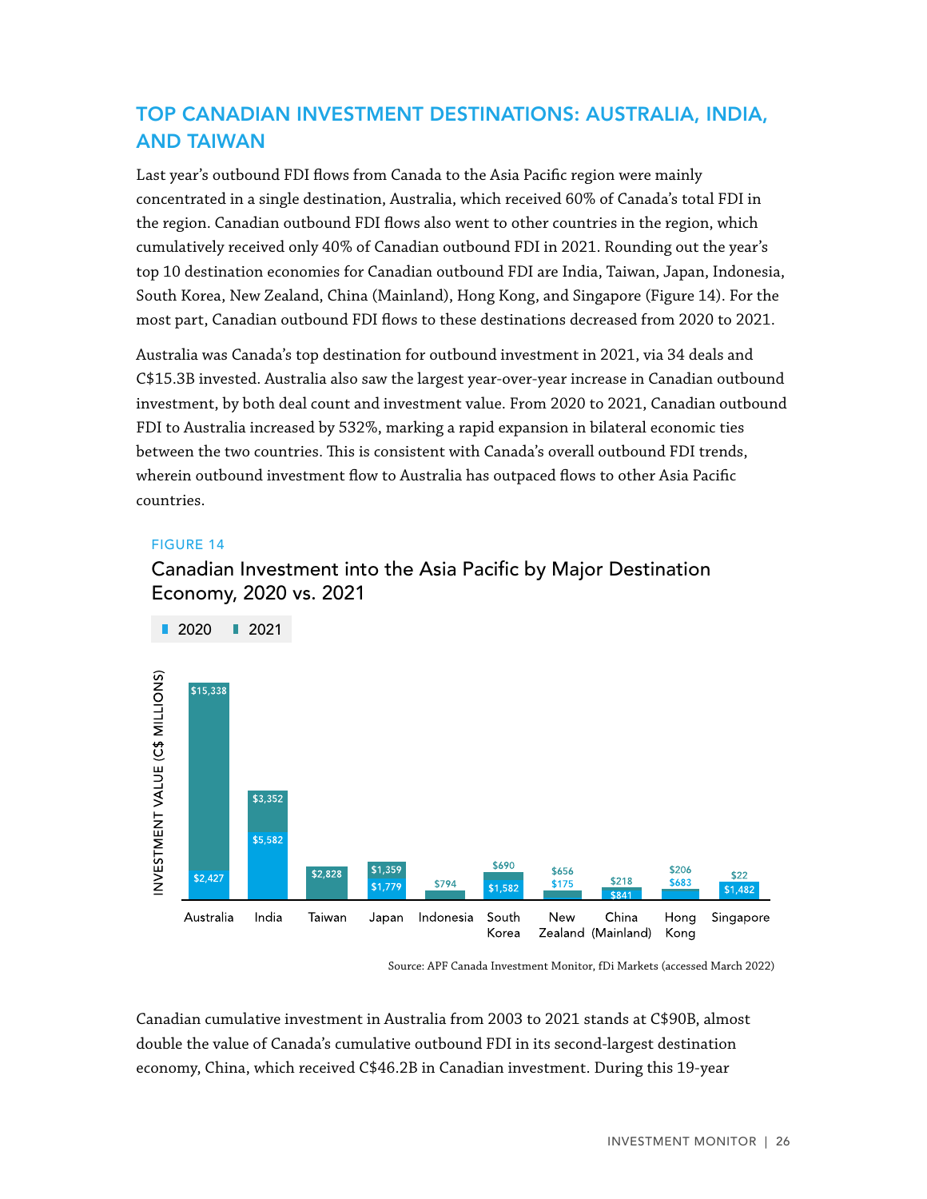## TOP CANADIAN INVESTMENT DESTINATIONS: AUSTRALIA, INDIA, AND TAIWAN

Last year's outbound FDI flows from Canada to the Asia Pacific region were mainly concentrated in a single destination, Australia, which received 60% of Canada's total FDI in the region. Canadian outbound FDI flows also went to other countries in the region, which cumulatively received only 40% of Canadian outbound FDI in 2021. Rounding out the year's top 10 destination economies for Canadian outbound FDI are India, Taiwan, Japan, Indonesia, South Korea, New Zealand, China (Mainland), Hong Kong, and Singapore (Figure 14). For the most part, Canadian outbound FDI flows to these destinations decreased from 2020 to 2021.

Australia was Canada's top destination for outbound investment in 2021, via 34 deals and C$15.3B invested. Australia also saw the largest year-over-year increase in Canadian outbound investment, by both deal count and investment value. From 2020 to 2021, Canadian outbound FDI to Australia increased by 532%, marking a rapid expansion in bilateral economic ties between the two countries. This is consistent with Canada's overall outbound FDI trends, wherein outbound investment flow to Australia has outpaced flows to other Asia Pacific countries.

FIGURE 14

Canadian Investment into the Asia Pacific by Major Destination Economy, 2020 vs. 2021

| Destination Economy | 2020 (C$ millions) | 2021 (C$ millions) |
|---|---|---|
| Australia | $2,427 | $15,338 |
| India | $5,582 | $3,352 |
| Taiwan | | $2,828 |
| Japan | $1,779 | $1,359 |
| Indonesia | | $794 |
| South Korea | $1,582 | $690 |
| New Zealand | $175 | $656 |
| China (Mainland) | $841 | $218 |
| Hong Kong | $683 | $206 |
| Singapore | $1,482 | $22 |

Source: APF Canada Investment Monitor, fDi Markets (accessed March 2022)

Canadian cumulative investment in Australia from 2003 to 2021 stands at C$90B, almost double the value of Canada's cumulative outbound FDI in its second-largest destination economy, China, which received C$46.2B in Canadian investment. During this 19-year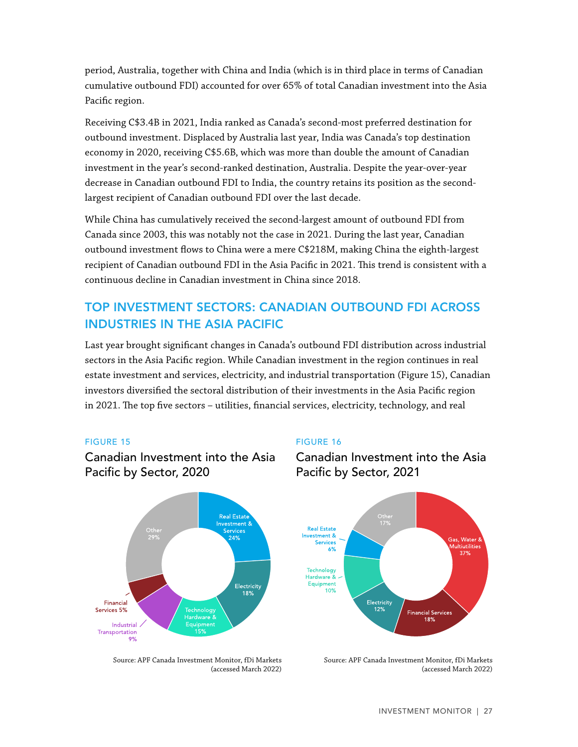period, Australia, together with China and India (which is in third place in terms of Canadian cumulative outbound FDI) accounted for over 65% of total Canadian investment into the Asia Pacific region.

Receiving C$3.4B in 2021, India ranked as Canada's second-most preferred destination for outbound investment. Displaced by Australia last year, India was Canada's top destination economy in 2020, receiving C$5.6B, which was more than double the amount of Canadian investment in the year's second-ranked destination, Australia. Despite the year-over-year decrease in Canadian outbound FDI to India, the country retains its position as the second-largest recipient of Canadian outbound FDI over the last decade.

While China has cumulatively received the second-largest amount of outbound FDI from Canada since 2003, this was notably not the case in 2021. During the last year, Canadian outbound investment flows to China were a mere C$218M, making China the eighth-largest recipient of Canadian outbound FDI in the Asia Pacific in 2021. This trend is consistent with a continuous decline in Canadian investment in China since 2018.

## TOP INVESTMENT SECTORS: CANADIAN OUTBOUND FDI ACROSS INDUSTRIES IN THE ASIA PACIFIC

Last year brought significant changes in Canada's outbound FDI distribution across industrial sectors in the Asia Pacific region. While Canadian investment in the region continues in real estate investment and services, electricity, and industrial transportation (Figure 15), Canadian investors diversified the sectoral distribution of their investments in the Asia Pacific region in 2021. The top five sectors – utilities, financial services, electricity, technology, and real

FIGURE 15

Canadian Investment into the Asia Pacific by Sector, 2020

| Sector | Share |
|---|---|
| Real Estate Investment & Services | 24% |
| Electricity | 18% |
| Technology Hardware & Equipment | 15% |
| Industrial Transportation | 9% |
| Financial Services | 5% |
| Other | 29% |

Source: APF Canada Investment Monitor, fDi Markets (accessed March 2022)

FIGURE 16

Canadian Investment into the Asia Pacific by Sector, 2021

| Sector | Share |
|---|---|
| Gas, Water & Multiutilities | 37% |
| Financial Services | 18% |
| Electricity | 12% |
| Technology Hardware & Equipment | 10% |
| Real Estate Investment & Services | 6% |
| Other | 17% |

Source: APF Canada Investment Monitor, fDi Markets (accessed March 2022)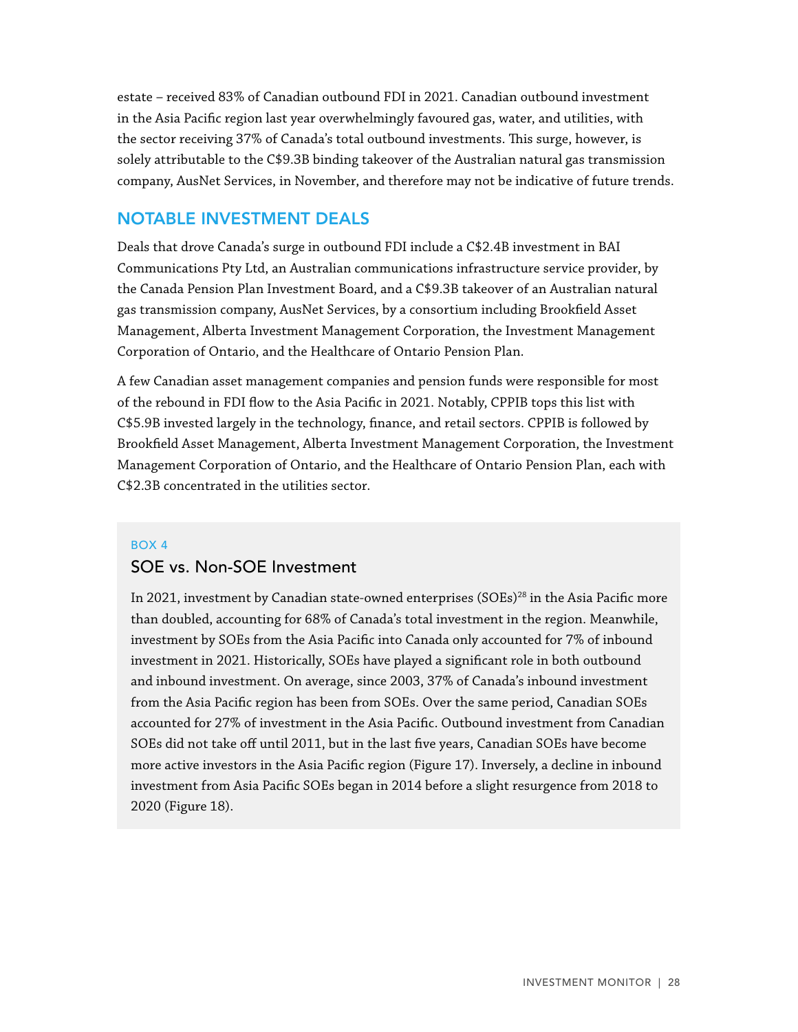estate – received 83% of Canadian outbound FDI in 2021. Canadian outbound investment in the Asia Pacific region last year overwhelmingly favoured gas, water, and utilities, with the sector receiving 37% of Canada's total outbound investments. This surge, however, is solely attributable to the C$9.3B binding takeover of the Australian natural gas transmission company, AusNet Services, in November, and therefore may not be indicative of future trends.

## NOTABLE INVESTMENT DEALS

Deals that drove Canada's surge in outbound FDI include a C$2.4B investment in BAI Communications Pty Ltd, an Australian communications infrastructure service provider, by the Canada Pension Plan Investment Board, and a C$9.3B takeover of an Australian natural gas transmission company, AusNet Services, by a consortium including Brookfield Asset Management, Alberta Investment Management Corporation, the Investment Management Corporation of Ontario, and the Healthcare of Ontario Pension Plan.

A few Canadian asset management companies and pension funds were responsible for most of the rebound in FDI flow to the Asia Pacific in 2021. Notably, CPPIB tops this list with C$5.9B invested largely in the technology, finance, and retail sectors. CPPIB is followed by Brookfield Asset Management, Alberta Investment Management Corporation, the Investment Management Corporation of Ontario, and the Healthcare of Ontario Pension Plan, each with C$2.3B concentrated in the utilities sector.

BOX 4

### SOE vs. Non-SOE Investment

In 2021, investment by Canadian state-owned enterprises (SOEs)[28] in the Asia Pacific more than doubled, accounting for 68% of Canada's total investment in the region. Meanwhile, investment by SOEs from the Asia Pacific into Canada only accounted for 7% of inbound investment in 2021. Historically, SOEs have played a significant role in both outbound and inbound investment. On average, since 2003, 37% of Canada's inbound investment from the Asia Pacific region has been from SOEs. Over the same period, Canadian SOEs accounted for 27% of investment in the Asia Pacific. Outbound investment from Canadian SOEs did not take off until 2011, but in the last five years, Canadian SOEs have become more active investors in the Asia Pacific region (Figure 17). Inversely, a decline in inbound investment from Asia Pacific SOEs began in 2014 before a slight resurgence from 2018 to 2020 (Figure 18).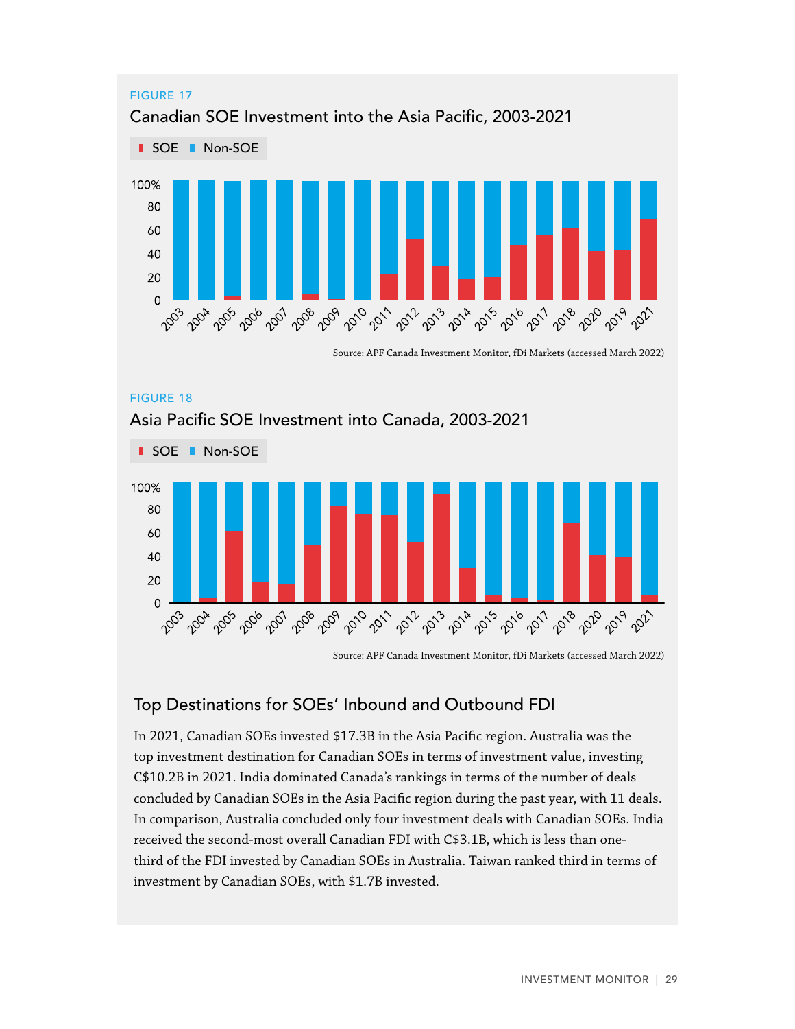FIGURE 17

Canadian SOE Investment into the Asia Pacific, 2003-2021

Source: APF Canada Investment Monitor, fDi Markets (accessed March 2022)

FIGURE 18

Asia Pacific SOE Investment into Canada, 2003-2021

Source: APF Canada Investment Monitor, fDi Markets (accessed March 2022)

## Top Destinations for SOEs' Inbound and Outbound FDI

In 2021, Canadian SOEs invested $17.3B in the Asia Pacific region. Australia was the top investment destination for Canadian SOEs in terms of investment value, investing C$10.2B in 2021. India dominated Canada's rankings in terms of the number of deals concluded by Canadian SOEs in the Asia Pacific region during the past year, with 11 deals. In comparison, Australia concluded only four investment deals with Canadian SOEs. India received the second-most overall Canadian FDI with C$3.1B, which is less than one-third of the FDI invested by Canadian SOEs in Australia. Taiwan ranked third in terms of investment by Canadian SOEs, with $1.7B invested.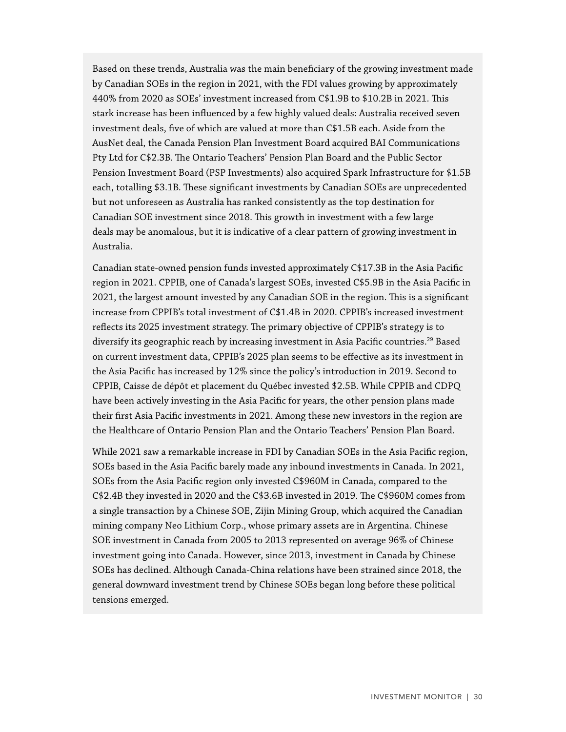Based on these trends, Australia was the main beneficiary of the growing investment made by Canadian SOEs in the region in 2021, with the FDI values growing by approximately 440% from 2020 as SOEs' investment increased from C$1.9B to $10.2B in 2021. This stark increase has been influenced by a few highly valued deals: Australia received seven investment deals, five of which are valued at more than C$1.5B each. Aside from the AusNet deal, the Canada Pension Plan Investment Board acquired BAI Communications Pty Ltd for C$2.3B. The Ontario Teachers' Pension Plan Board and the Public Sector Pension Investment Board (PSP Investments) also acquired Spark Infrastructure for $1.5B each, totalling $3.1B. These significant investments by Canadian SOEs are unprecedented but not unforeseen as Australia has ranked consistently as the top destination for Canadian SOE investment since 2018. This growth in investment with a few large deals may be anomalous, but it is indicative of a clear pattern of growing investment in Australia.

Canadian state-owned pension funds invested approximately C$17.3B in the Asia Pacific region in 2021. CPPIB, one of Canada's largest SOEs, invested C$5.9B in the Asia Pacific in 2021, the largest amount invested by any Canadian SOE in the region. This is a significant increase from CPPIB's total investment of C$1.4B in 2020. CPPIB's increased investment reflects its 2025 investment strategy. The primary objective of CPPIB's strategy is to diversify its geographic reach by increasing investment in Asia Pacific countries.[29] Based on current investment data, CPPIB's 2025 plan seems to be effective as its investment in the Asia Pacific has increased by 12% since the policy's introduction in 2019. Second to CPPIB, Caisse de dépôt et placement du Québec invested $2.5B. While CPPIB and CDPQ have been actively investing in the Asia Pacific for years, the other pension plans made their first Asia Pacific investments in 2021. Among these new investors in the region are the Healthcare of Ontario Pension Plan and the Ontario Teachers' Pension Plan Board.

While 2021 saw a remarkable increase in FDI by Canadian SOEs in the Asia Pacific region, SOEs based in the Asia Pacific barely made any inbound investments in Canada. In 2021, SOEs from the Asia Pacific region only invested C$960M in Canada, compared to the C$2.4B they invested in 2020 and the C$3.6B invested in 2019. The C$960M comes from a single transaction by a Chinese SOE, Zijin Mining Group, which acquired the Canadian mining company Neo Lithium Corp., whose primary assets are in Argentina. Chinese SOE investment in Canada from 2005 to 2013 represented on average 96% of Chinese investment going into Canada. However, since 2013, investment in Canada by Chinese SOEs has declined. Although Canada-China relations have been strained since 2018, the general downward investment trend by Chinese SOEs began long before these political tensions emerged.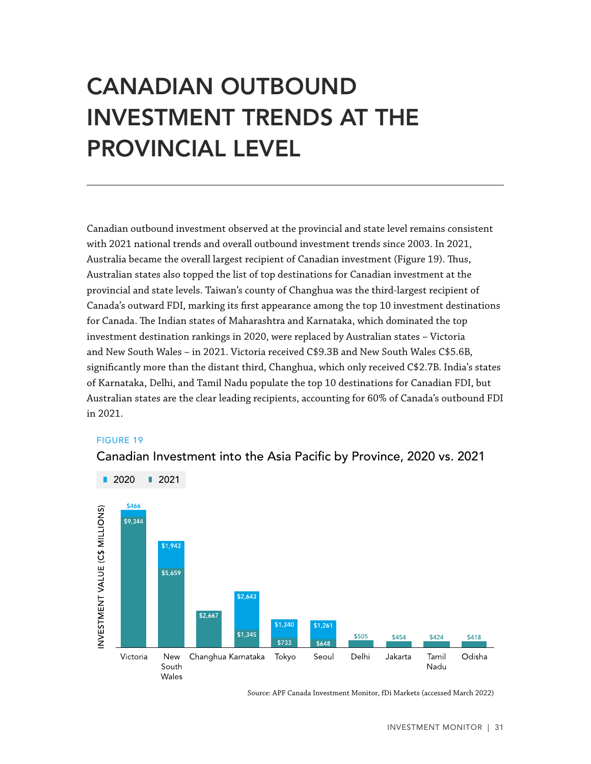# CANADIAN OUTBOUND INVESTMENT TRENDS AT THE PROVINCIAL LEVEL

Canadian outbound investment observed at the provincial and state level remains consistent with 2021 national trends and overall outbound investment trends since 2003. In 2021, Australia became the overall largest recipient of Canadian investment (Figure 19). Thus, Australian states also topped the list of top destinations for Canadian investment at the provincial and state levels. Taiwan's county of Changhua was the third-largest recipient of Canada's outward FDI, marking its first appearance among the top 10 investment destinations for Canada. The Indian states of Maharashtra and Karnataka, which dominated the top investment destination rankings in 2020, were replaced by Australian states – Victoria and New South Wales – in 2021. Victoria received C$9.3B and New South Wales C$5.6B, significantly more than the distant third, Changhua, which only received C$2.7B. India's states of Karnataka, Delhi, and Tamil Nadu populate the top 10 destinations for Canadian FDI, but Australian states are the clear leading recipients, accounting for 60% of Canada's outbound FDI in 2021.

FIGURE 19

Canadian Investment into the Asia Pacific by Province, 2020 vs. 2021

| Province | 2020 (C$ millions) | 2021 (C$ millions) |
|---|---|---|
| Victoria | $466 | $9,344 |
| New South Wales | $1,943 | $5,659 |
| Changhua | | $2,667 |
| Karnataka | $2,643 | $1,345 |
| Tokyo | $1,340 | $733 |
| Seoul | $1,261 | $648 |
| Delhi | | $505 |
| Jakarta | | $454 |
| Tamil Nadu | | $424 |
| Odisha | | $418 |

Source: APF Canada Investment Monitor, fDi Markets (accessed March 2022)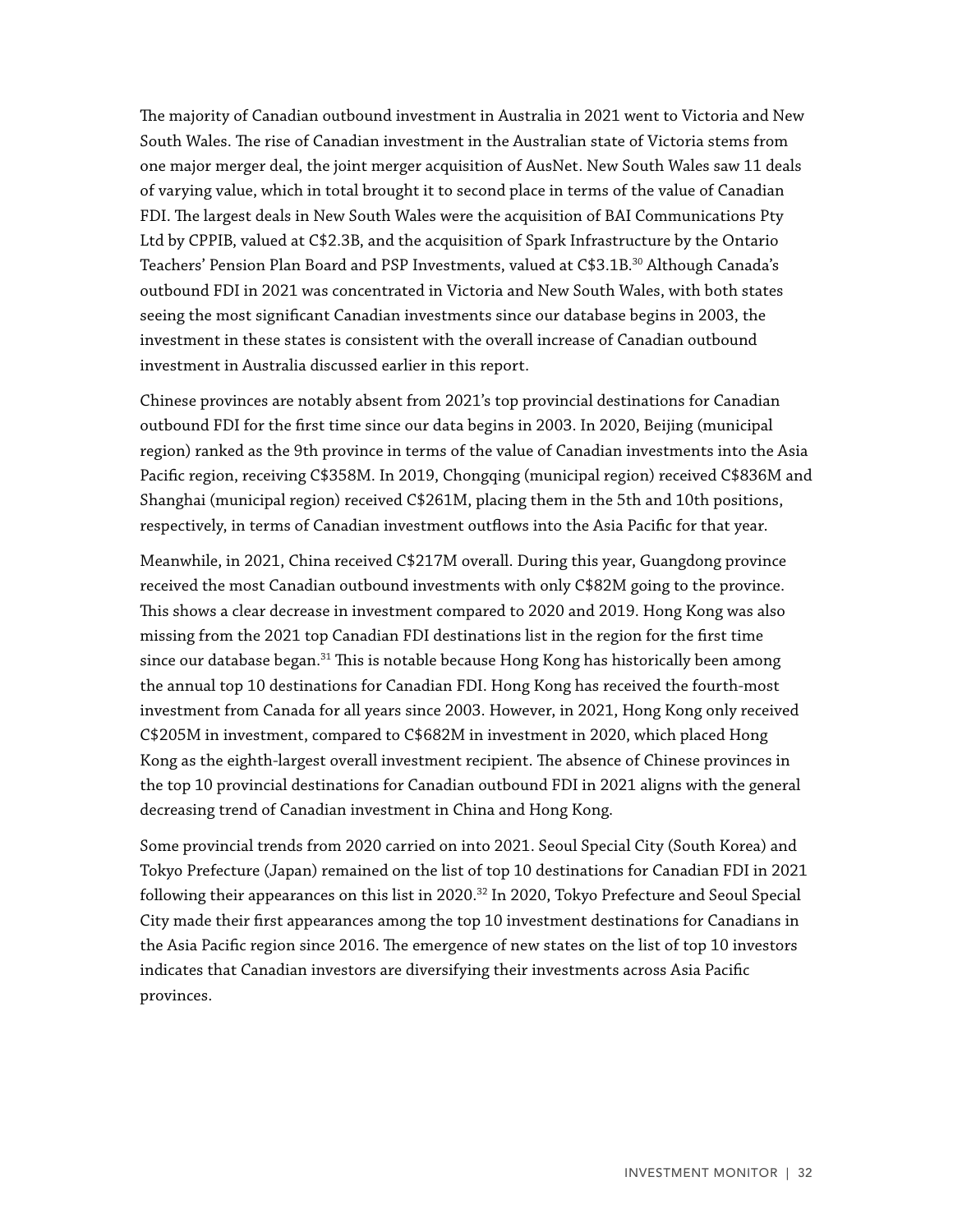The majority of Canadian outbound investment in Australia in 2021 went to Victoria and New South Wales. The rise of Canadian investment in the Australian state of Victoria stems from one major merger deal, the joint merger acquisition of AusNet. New South Wales saw 11 deals of varying value, which in total brought it to second place in terms of the value of Canadian FDI. The largest deals in New South Wales were the acquisition of BAI Communications Pty Ltd by CPPIB, valued at C$2.3B, and the acquisition of Spark Infrastructure by the Ontario Teachers' Pension Plan Board and PSP Investments, valued at C$3.1B.[30] Although Canada's outbound FDI in 2021 was concentrated in Victoria and New South Wales, with both states seeing the most significant Canadian investments since our database begins in 2003, the investment in these states is consistent with the overall increase of Canadian outbound investment in Australia discussed earlier in this report.

Chinese provinces are notably absent from 2021's top provincial destinations for Canadian outbound FDI for the first time since our data begins in 2003. In 2020, Beijing (municipal region) ranked as the 9th province in terms of the value of Canadian investments into the Asia Pacific region, receiving C$358M. In 2019, Chongqing (municipal region) received C$836M and Shanghai (municipal region) received C$261M, placing them in the 5th and 10th positions, respectively, in terms of Canadian investment outflows into the Asia Pacific for that year.

Meanwhile, in 2021, China received C$217M overall. During this year, Guangdong province received the most Canadian outbound investments with only C$82M going to the province. This shows a clear decrease in investment compared to 2020 and 2019. Hong Kong was also missing from the 2021 top Canadian FDI destinations list in the region for the first time since our database began.[31] This is notable because Hong Kong has historically been among the annual top 10 destinations for Canadian FDI. Hong Kong has received the fourth-most investment from Canada for all years since 2003. However, in 2021, Hong Kong only received C$205M in investment, compared to C$682M in investment in 2020, which placed Hong Kong as the eighth-largest overall investment recipient. The absence of Chinese provinces in the top 10 provincial destinations for Canadian outbound FDI in 2021 aligns with the general decreasing trend of Canadian investment in China and Hong Kong.

Some provincial trends from 2020 carried on into 2021. Seoul Special City (South Korea) and Tokyo Prefecture (Japan) remained on the list of top 10 destinations for Canadian FDI in 2021 following their appearances on this list in 2020.[32] In 2020, Tokyo Prefecture and Seoul Special City made their first appearances among the top 10 investment destinations for Canadians in the Asia Pacific region since 2016. The emergence of new states on the list of top 10 investors indicates that Canadian investors are diversifying their investments across Asia Pacific provinces.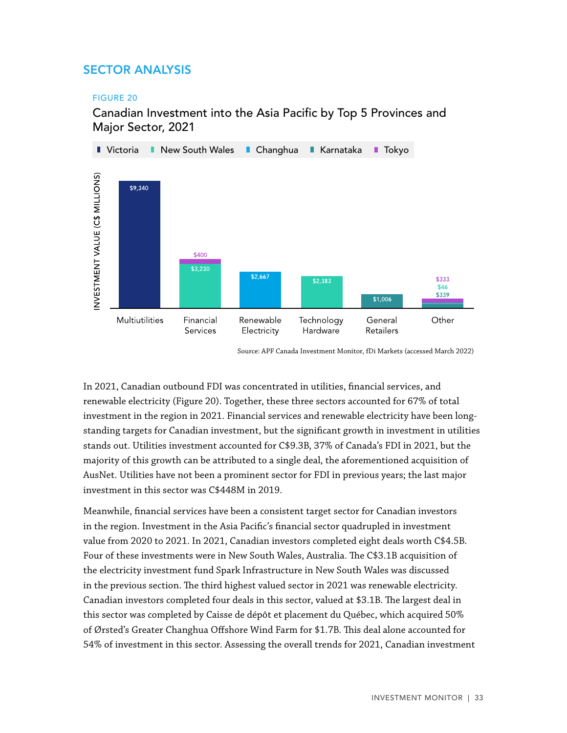## SECTOR ANALYSIS

FIGURE 20

Canadian Investment into the Asia Pacific by Top 5 Provinces and Major Sector, 2021

| Sector | Victoria | New South Wales | Changhua | Karnataka | Tokyo |
|---|---|---|---|---|---|
| Multiutilities | $9,340 | | | | |
| Financial Services | | $3,230 | | | $400 |
| Renewable Electricity | | | $2,667 | | |
| Technology Hardware | | $2,383 | | | |
| General Retailers | | | | $1,006 | |
| Other | | $46 | | $339 | $333 |

INVESTMENT VALUE (C$ MILLIONS)

Source: APF Canada Investment Monitor, fDi Markets (accessed March 2022)

In 2021, Canadian outbound FDI was concentrated in utilities, financial services, and renewable electricity (Figure 20). Together, these three sectors accounted for 67% of total investment in the region in 2021. Financial services and renewable electricity have been long-standing targets for Canadian investment, but the significant growth in investment in utilities stands out. Utilities investment accounted for C$9.3B, 37% of Canada's FDI in 2021, but the majority of this growth can be attributed to a single deal, the aforementioned acquisition of AusNet. Utilities have not been a prominent sector for FDI in previous years; the last major investment in this sector was C$448M in 2019.

Meanwhile, financial services have been a consistent target sector for Canadian investors in the region. Investment in the Asia Pacific's financial sector quadrupled in investment value from 2020 to 2021. In 2021, Canadian investors completed eight deals worth C$4.5B. Four of these investments were in New South Wales, Australia. The C$3.1B acquisition of the electricity investment fund Spark Infrastructure in New South Wales was discussed in the previous section. The third highest valued sector in 2021 was renewable electricity. Canadian investors completed four deals in this sector, valued at $3.1B. The largest deal in this sector was completed by Caisse de dépôt et placement du Québec, which acquired 50% of Ørsted's Greater Changhua Offshore Wind Farm for $1.7B. This deal alone accounted for 54% of investment in this sector. Assessing the overall trends for 2021, Canadian investment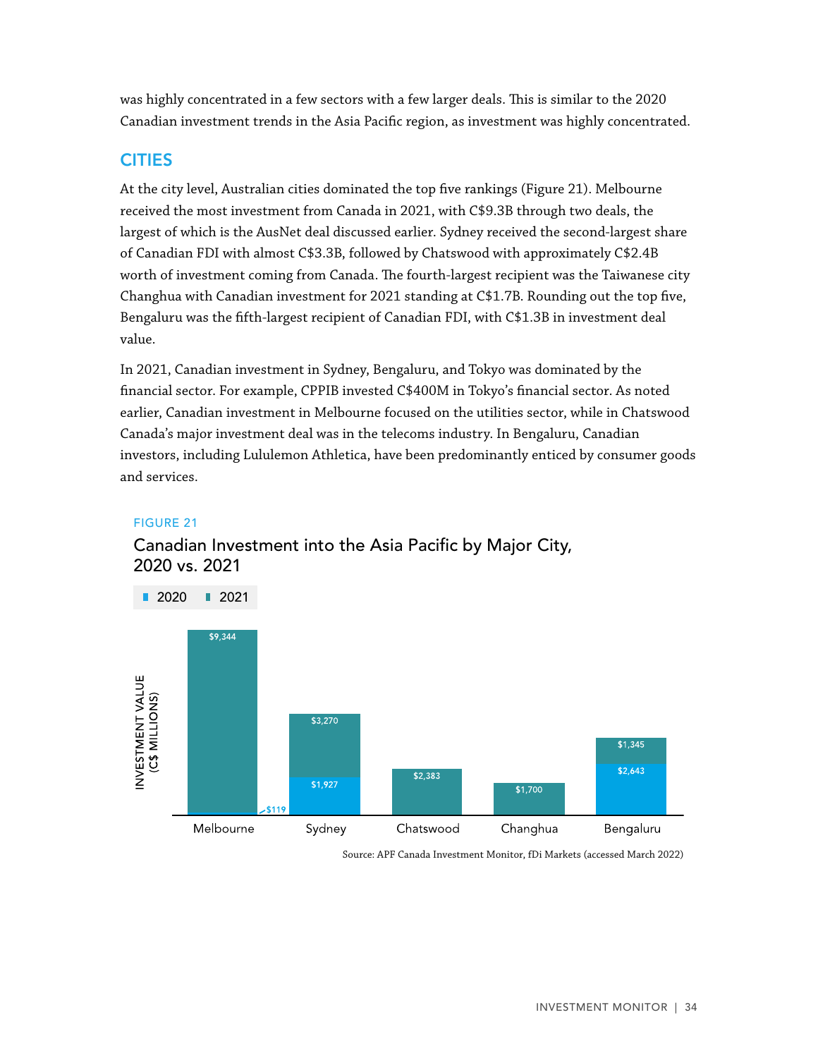was highly concentrated in a few sectors with a few larger deals. This is similar to the 2020 Canadian investment trends in the Asia Pacific region, as investment was highly concentrated.

## CITIES

At the city level, Australian cities dominated the top five rankings (Figure 21). Melbourne received the most investment from Canada in 2021, with C$9.3B through two deals, the largest of which is the AusNet deal discussed earlier. Sydney received the second-largest share of Canadian FDI with almost C$3.3B, followed by Chatswood with approximately C$2.4B worth of investment coming from Canada. The fourth-largest recipient was the Taiwanese city Changhua with Canadian investment for 2021 standing at C$1.7B. Rounding out the top five, Bengaluru was the fifth-largest recipient of Canadian FDI, with C$1.3B in investment deal value.

In 2021, Canadian investment in Sydney, Bengaluru, and Tokyo was dominated by the financial sector. For example, CPPIB invested C$400M in Tokyo's financial sector. As noted earlier, Canadian investment in Melbourne focused on the utilities sector, while in Chatswood Canada's major investment deal was in the telecoms industry. In Bengaluru, Canadian investors, including Lululemon Athletica, have been predominantly enticed by consumer goods and services.

FIGURE 21

Canadian Investment into the Asia Pacific by Major City, 2020 vs. 2021

Investment value (C$ millions)

| City | 2020 | 2021 |
| --- | --- | --- |
| Melbourne | $119 | $9,344 |
| Sydney | $1,927 | $3,270 |
| Chatswood | | $2,383 |
| Changhua | | $1,700 |
| Bengaluru | $2,643 | $1,345 |

Source: APF Canada Investment Monitor, fDi Markets (accessed March 2022)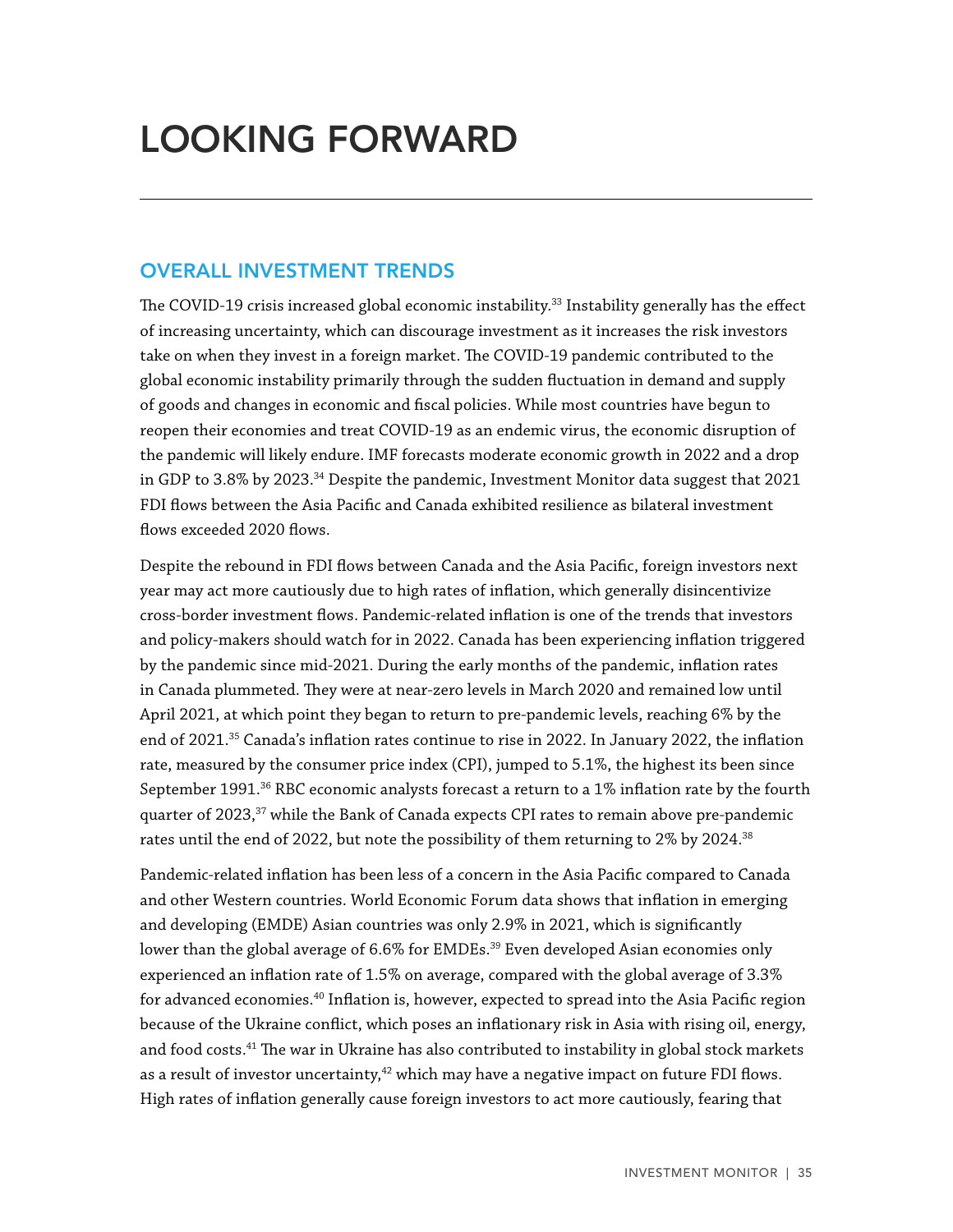# LOOKING FORWARD

## OVERALL INVESTMENT TRENDS

The COVID-19 crisis increased global economic instability.[33] Instability generally has the effect of increasing uncertainty, which can discourage investment as it increases the risk investors take on when they invest in a foreign market. The COVID-19 pandemic contributed to the global economic instability primarily through the sudden fluctuation in demand and supply of goods and changes in economic and fiscal policies. While most countries have begun to reopen their economies and treat COVID-19 as an endemic virus, the economic disruption of the pandemic will likely endure. IMF forecasts moderate economic growth in 2022 and a drop in GDP to 3.8% by 2023.[34] Despite the pandemic, Investment Monitor data suggest that 2021 FDI flows between the Asia Pacific and Canada exhibited resilience as bilateral investment flows exceeded 2020 flows.

Despite the rebound in FDI flows between Canada and the Asia Pacific, foreign investors next year may act more cautiously due to high rates of inflation, which generally disincentivize cross-border investment flows. Pandemic-related inflation is one of the trends that investors and policy-makers should watch for in 2022. Canada has been experiencing inflation triggered by the pandemic since mid-2021. During the early months of the pandemic, inflation rates in Canada plummeted. They were at near-zero levels in March 2020 and remained low until April 2021, at which point they began to return to pre-pandemic levels, reaching 6% by the end of 2021.[35] Canada's inflation rates continue to rise in 2022. In January 2022, the inflation rate, measured by the consumer price index (CPI), jumped to 5.1%, the highest its been since September 1991.[36] RBC economic analysts forecast a return to a 1% inflation rate by the fourth quarter of 2023,[37] while the Bank of Canada expects CPI rates to remain above pre-pandemic rates until the end of 2022, but note the possibility of them returning to 2% by 2024.[38]

Pandemic-related inflation has been less of a concern in the Asia Pacific compared to Canada and other Western countries. World Economic Forum data shows that inflation in emerging and developing (EMDE) Asian countries was only 2.9% in 2021, which is significantly lower than the global average of 6.6% for EMDEs.[39] Even developed Asian economies only experienced an inflation rate of 1.5% on average, compared with the global average of 3.3% for advanced economies.[40] Inflation is, however, expected to spread into the Asia Pacific region because of the Ukraine conflict, which poses an inflationary risk in Asia with rising oil, energy, and food costs.[41] The war in Ukraine has also contributed to instability in global stock markets as a result of investor uncertainty,[42] which may have a negative impact on future FDI flows. High rates of inflation generally cause foreign investors to act more cautiously, fearing that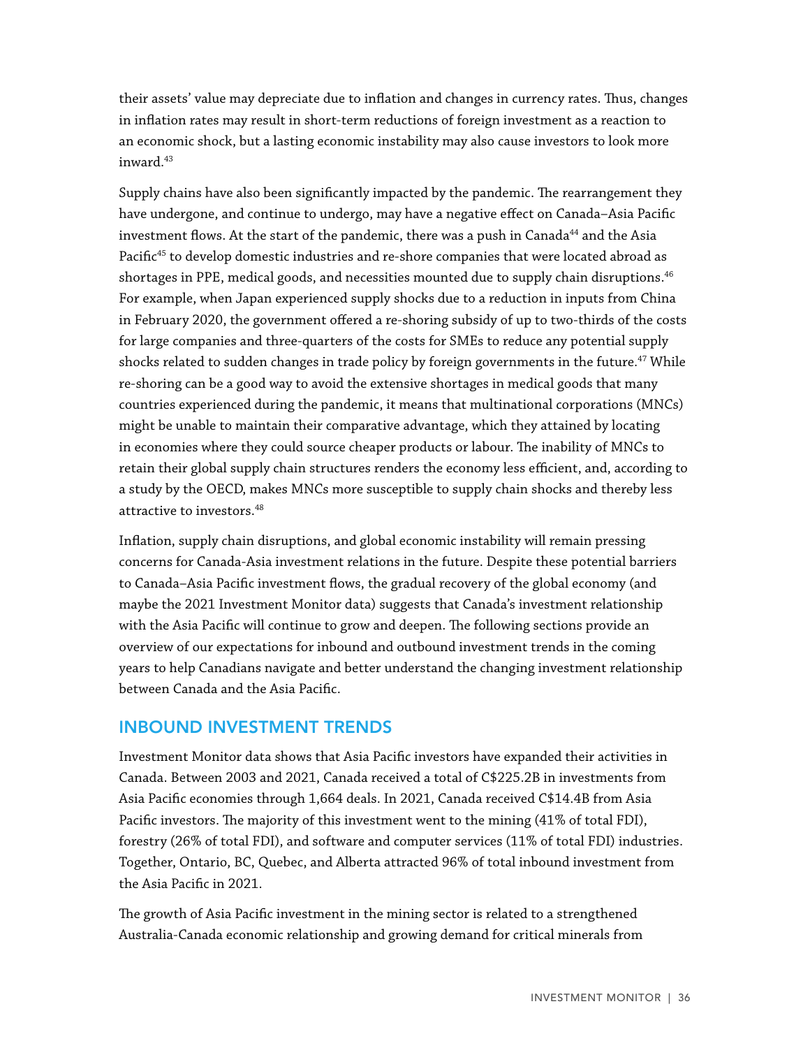their assets' value may depreciate due to inflation and changes in currency rates. Thus, changes in inflation rates may result in short-term reductions of foreign investment as a reaction to an economic shock, but a lasting economic instability may also cause investors to look more inward.[43]

Supply chains have also been significantly impacted by the pandemic. The rearrangement they have undergone, and continue to undergo, may have a negative effect on Canada–Asia Pacific investment flows. At the start of the pandemic, there was a push in Canada[44] and the Asia Pacific[45] to develop domestic industries and re-shore companies that were located abroad as shortages in PPE, medical goods, and necessities mounted due to supply chain disruptions.[46] For example, when Japan experienced supply shocks due to a reduction in inputs from China in February 2020, the government offered a re-shoring subsidy of up to two-thirds of the costs for large companies and three-quarters of the costs for SMEs to reduce any potential supply shocks related to sudden changes in trade policy by foreign governments in the future.[47] While re-shoring can be a good way to avoid the extensive shortages in medical goods that many countries experienced during the pandemic, it means that multinational corporations (MNCs) might be unable to maintain their comparative advantage, which they attained by locating in economies where they could source cheaper products or labour. The inability of MNCs to retain their global supply chain structures renders the economy less efficient, and, according to a study by the OECD, makes MNCs more susceptible to supply chain shocks and thereby less attractive to investors.[48]

Inflation, supply chain disruptions, and global economic instability will remain pressing concerns for Canada-Asia investment relations in the future. Despite these potential barriers to Canada–Asia Pacific investment flows, the gradual recovery of the global economy (and maybe the 2021 Investment Monitor data) suggests that Canada's investment relationship with the Asia Pacific will continue to grow and deepen. The following sections provide an overview of our expectations for inbound and outbound investment trends in the coming years to help Canadians navigate and better understand the changing investment relationship between Canada and the Asia Pacific.

## INBOUND INVESTMENT TRENDS

Investment Monitor data shows that Asia Pacific investors have expanded their activities in Canada. Between 2003 and 2021, Canada received a total of C$225.2B in investments from Asia Pacific economies through 1,664 deals. In 2021, Canada received C$14.4B from Asia Pacific investors. The majority of this investment went to the mining (41% of total FDI), forestry (26% of total FDI), and software and computer services (11% of total FDI) industries. Together, Ontario, BC, Quebec, and Alberta attracted 96% of total inbound investment from the Asia Pacific in 2021.

The growth of Asia Pacific investment in the mining sector is related to a strengthened Australia-Canada economic relationship and growing demand for critical minerals from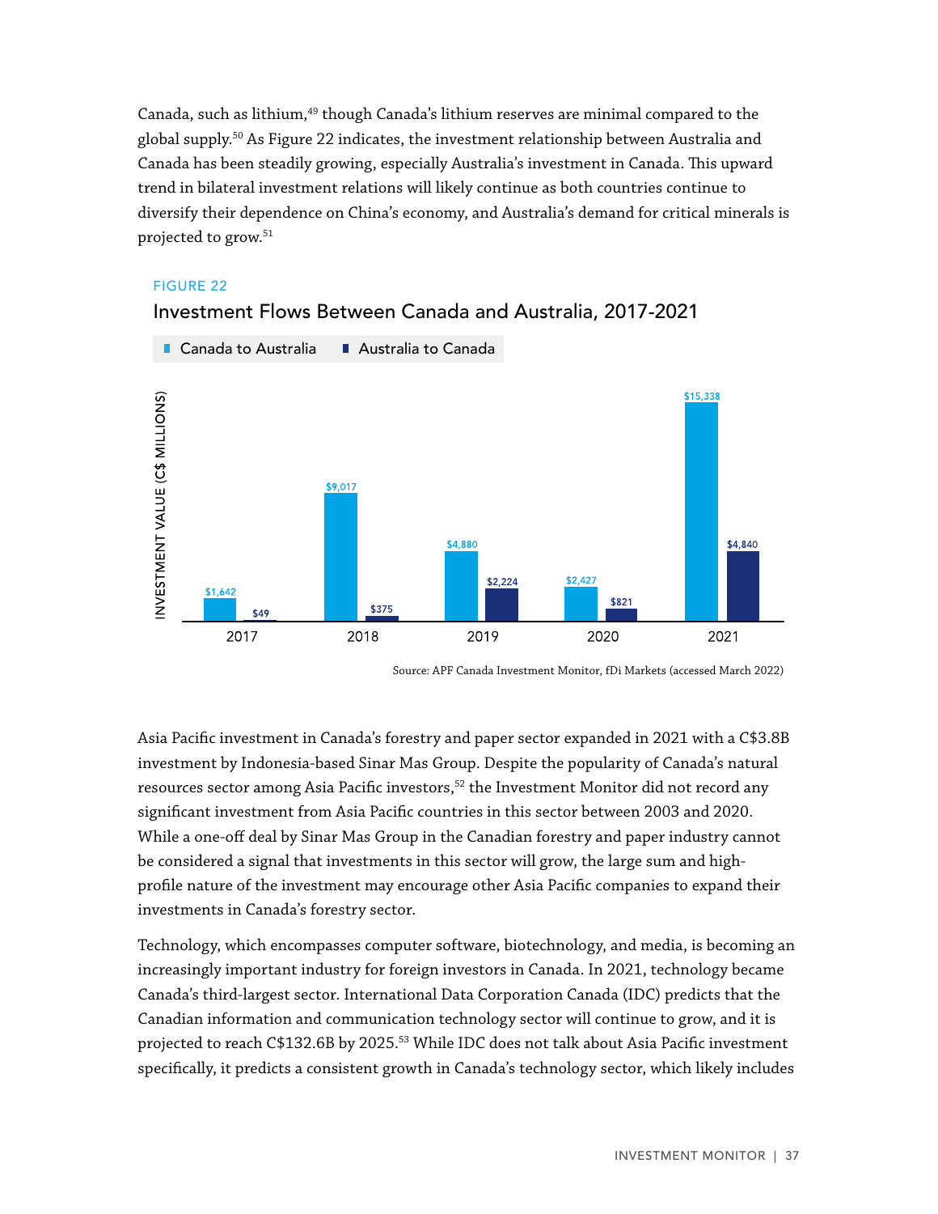Canada, such as lithium,[49] though Canada's lithium reserves are minimal compared to the global supply.[50] As Figure 22 indicates, the investment relationship between Australia and Canada has been steadily growing, especially Australia's investment in Canada. This upward trend in bilateral investment relations will likely continue as both countries continue to diversify their dependence on China's economy, and Australia's demand for critical minerals is projected to grow.[51]

FIGURE 22

Investment Flows Between Canada and Australia, 2017-2021

| Year | Canada to Australia (C$ millions) | Australia to Canada (C$ millions) |
| --- | --- | --- |
| 2017 | $1,642 | $49 |
| 2018 | $9,017 | $375 |
| 2019 | $4,880 | $2,224 |
| 2020 | $2,427 | $821 |
| 2021 | $15,338 | $4,840 |

Source: APF Canada Investment Monitor, fDi Markets (accessed March 2022)

Asia Pacific investment in Canada's forestry and paper sector expanded in 2021 with a C$3.8B investment by Indonesia-based Sinar Mas Group. Despite the popularity of Canada's natural resources sector among Asia Pacific investors,[52] the Investment Monitor did not record any significant investment from Asia Pacific countries in this sector between 2003 and 2020. While a one-off deal by Sinar Mas Group in the Canadian forestry and paper industry cannot be considered a signal that investments in this sector will grow, the large sum and high-profile nature of the investment may encourage other Asia Pacific companies to expand their investments in Canada's forestry sector.

Technology, which encompasses computer software, biotechnology, and media, is becoming an increasingly important industry for foreign investors in Canada. In 2021, technology became Canada's third-largest sector. International Data Corporation Canada (IDC) predicts that the Canadian information and communication technology sector will continue to grow, and it is projected to reach C$132.6B by 2025.[53] While IDC does not talk about Asia Pacific investment specifically, it predicts a consistent growth in Canada's technology sector, which likely includes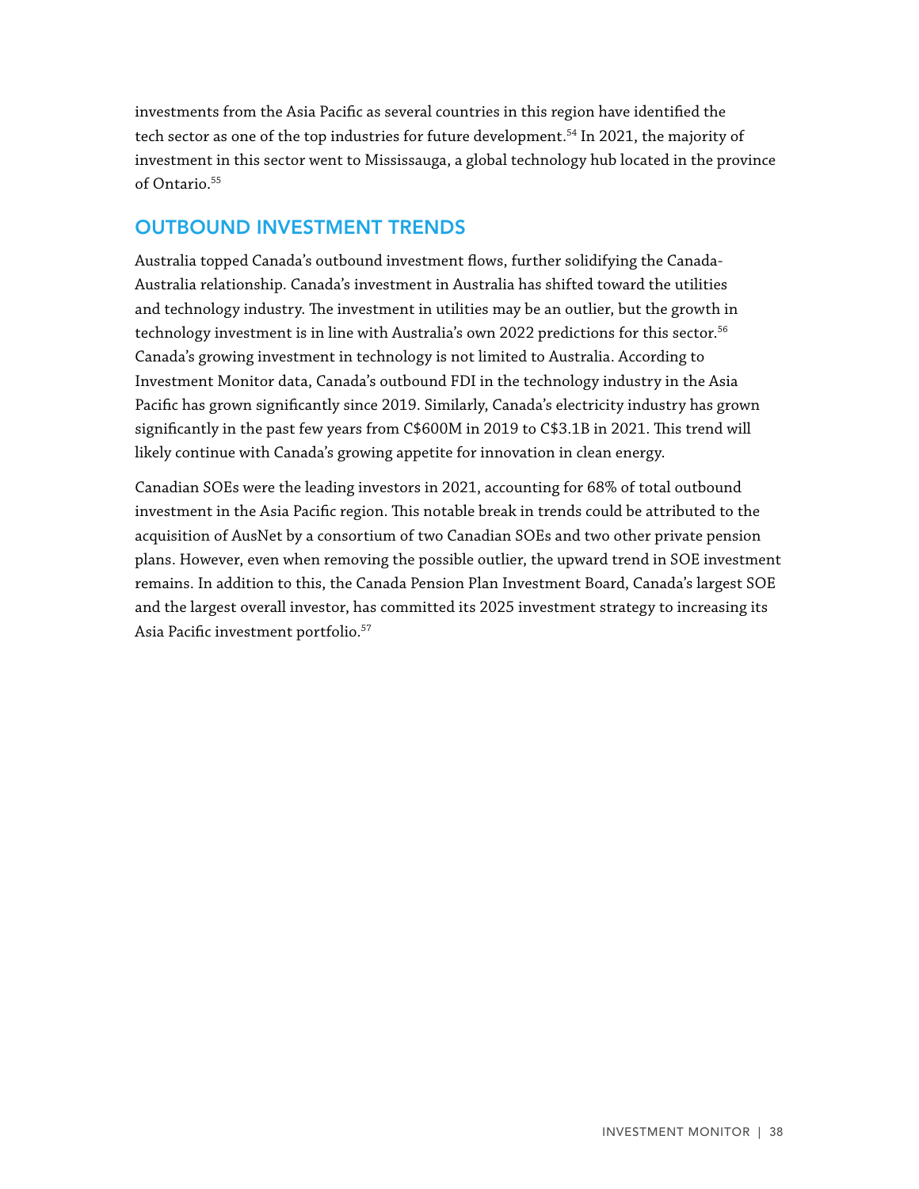investments from the Asia Pacific as several countries in this region have identified the tech sector as one of the top industries for future development.[54] In 2021, the majority of investment in this sector went to Mississauga, a global technology hub located in the province of Ontario.[55]

## OUTBOUND INVESTMENT TRENDS

Australia topped Canada's outbound investment flows, further solidifying the Canada-Australia relationship. Canada's investment in Australia has shifted toward the utilities and technology industry. The investment in utilities may be an outlier, but the growth in technology investment is in line with Australia's own 2022 predictions for this sector.[56] Canada's growing investment in technology is not limited to Australia. According to Investment Monitor data, Canada's outbound FDI in the technology industry in the Asia Pacific has grown significantly since 2019. Similarly, Canada's electricity industry has grown significantly in the past few years from C$600M in 2019 to C$3.1B in 2021. This trend will likely continue with Canada's growing appetite for innovation in clean energy.

Canadian SOEs were the leading investors in 2021, accounting for 68% of total outbound investment in the Asia Pacific region. This notable break in trends could be attributed to the acquisition of AusNet by a consortium of two Canadian SOEs and two other private pension plans. However, even when removing the possible outlier, the upward trend in SOE investment remains. In addition to this, the Canada Pension Plan Investment Board, Canada's largest SOE and the largest overall investor, has committed its 2025 investment strategy to increasing its Asia Pacific investment portfolio.[57]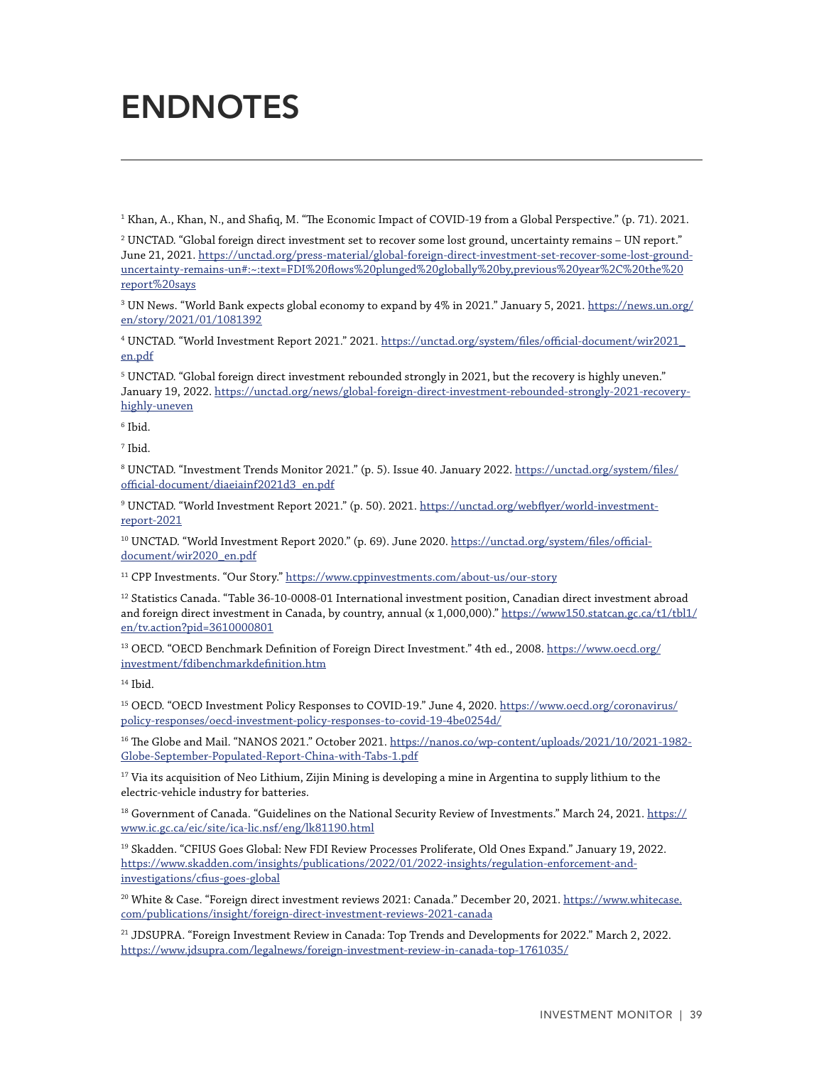# ENDNOTES

[1] Khan, A., Khan, N., and Shafiq, M. "The Economic Impact of COVID-19 from a Global Perspective." (p. 71). 2021.

[2] UNCTAD. "Global foreign direct investment set to recover some lost ground, uncertainty remains – UN report." June 21, 2021. https://unctad.org/press-material/global-foreign-direct-investment-set-recover-some-lost-ground-uncertainty-remains-un#:~:text=FDI%20flows%20plunged%20globally%20by,previous%20year%2C%20the%20report%20says

[3] UN News. "World Bank expects global economy to expand by 4% in 2021." January 5, 2021. https://news.un.org/en/story/2021/01/1081392

[4] UNCTAD. "World Investment Report 2021." 2021. https://unctad.org/system/files/official-document/wir2021_en.pdf

[5] UNCTAD. "Global foreign direct investment rebounded strongly in 2021, but the recovery is highly uneven." January 19, 2022. https://unctad.org/news/global-foreign-direct-investment-rebounded-strongly-2021-recovery-highly-uneven

[6] Ibid.

[7] Ibid.

[8] UNCTAD. "Investment Trends Monitor 2021." (p. 5). Issue 40. January 2022. https://unctad.org/system/files/official-document/diaeiainf2021d3_en.pdf

[9] UNCTAD. "World Investment Report 2021." (p. 50). 2021. https://unctad.org/webflyer/world-investment-report-2021

[10] UNCTAD. "World Investment Report 2020." (p. 69). June 2020. https://unctad.org/system/files/official-document/wir2020_en.pdf

[11] CPP Investments. "Our Story." https://www.cppinvestments.com/about-us/our-story

[12] Statistics Canada. "Table 36-10-0008-01 International investment position, Canadian direct investment abroad and foreign direct investment in Canada, by country, annual (x 1,000,000)." https://www150.statcan.gc.ca/t1/tbl1/en/tv.action?pid=3610000801

[13] OECD. "OECD Benchmark Definition of Foreign Direct Investment." 4th ed., 2008. https://www.oecd.org/investment/fdibenchmarkdefinition.htm

[14] Ibid.

[15] OECD. "OECD Investment Policy Responses to COVID-19." June 4, 2020. https://www.oecd.org/coronavirus/policy-responses/oecd-investment-policy-responses-to-covid-19-4be0254d/

[16] The Globe and Mail. "NANOS 2021." October 2021. https://nanos.co/wp-content/uploads/2021/10/2021-1982-Globe-September-Populated-Report-China-with-Tabs-1.pdf

[17] Via its acquisition of Neo Lithium, Zijin Mining is developing a mine in Argentina to supply lithium to the electric-vehicle industry for batteries.

[18] Government of Canada. "Guidelines on the National Security Review of Investments." March 24, 2021. https://www.ic.gc.ca/eic/site/ica-lic.nsf/eng/lk81190.html

[19] Skadden. "CFIUS Goes Global: New FDI Review Processes Proliferate, Old Ones Expand." January 19, 2022. https://www.skadden.com/insights/publications/2022/01/2022-insights/regulation-enforcement-and-investigations/cfius-goes-global

[20] White & Case. "Foreign direct investment reviews 2021: Canada." December 20, 2021. https://www.whitecase.com/publications/insight/foreign-direct-investment-reviews-2021-canada

[21] JDSUPRA. "Foreign Investment Review in Canada: Top Trends and Developments for 2022." March 2, 2022. https://www.jdsupra.com/legalnews/foreign-investment-review-in-canada-top-1761035/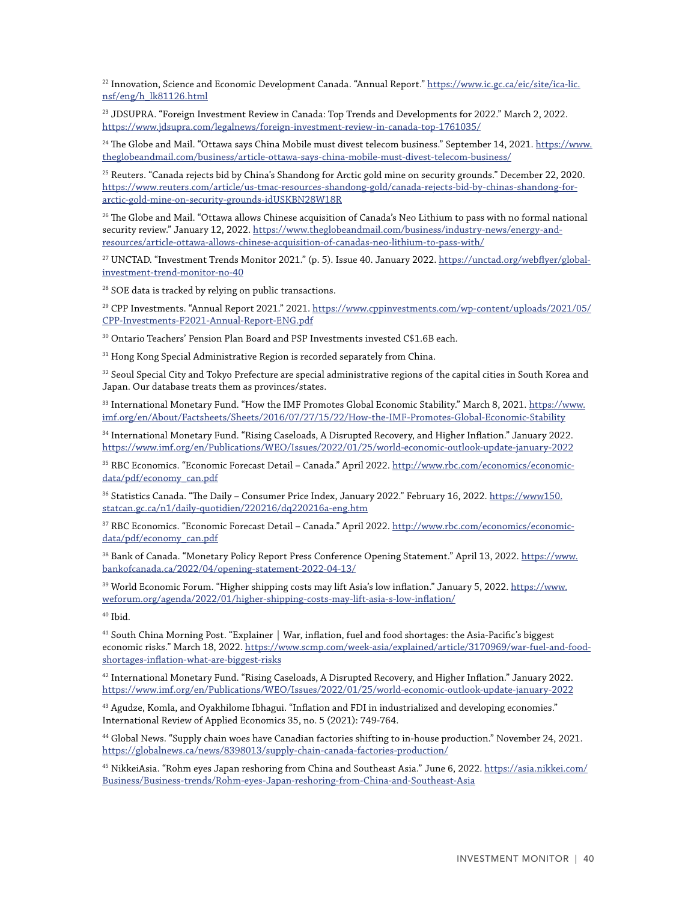[22] Innovation, Science and Economic Development Canada. "Annual Report." https://www.ic.gc.ca/eic/site/ica-lic.nsf/eng/h_lk81126.html

[23] JDSUPRA. "Foreign Investment Review in Canada: Top Trends and Developments for 2022." March 2, 2022. https://www.jdsupra.com/legalnews/foreign-investment-review-in-canada-top-1761035/

[24] The Globe and Mail. "Ottawa says China Mobile must divest telecom business." September 14, 2021. https://www.theglobeandmail.com/business/article-ottawa-says-china-mobile-must-divest-telecom-business/

[25] Reuters. "Canada rejects bid by China's Shandong for Arctic gold mine on security grounds." December 22, 2020. https://www.reuters.com/article/us-tmac-resources-shandong-gold/canada-rejects-bid-by-chinas-shandong-for-arctic-gold-mine-on-security-grounds-idUSKBN28W18R

[26] The Globe and Mail. "Ottawa allows Chinese acquisition of Canada's Neo Lithium to pass with no formal national security review." January 12, 2022. https://www.theglobeandmail.com/business/industry-news/energy-and-resources/article-ottawa-allows-chinese-acquisition-of-canadas-neo-lithium-to-pass-with/

[27] UNCTAD. "Investment Trends Monitor 2021." (p. 5). Issue 40. January 2022. https://unctad.org/webflyer/global-investment-trend-monitor-no-40

[28] SOE data is tracked by relying on public transactions.

[29] CPP Investments. "Annual Report 2021." 2021. https://www.cppinvestments.com/wp-content/uploads/2021/05/CPP-Investments-F2021-Annual-Report-ENG.pdf

[30] Ontario Teachers' Pension Plan Board and PSP Investments invested C$1.6B each.

[31] Hong Kong Special Administrative Region is recorded separately from China.

[32] Seoul Special City and Tokyo Prefecture are special administrative regions of the capital cities in South Korea and Japan. Our database treats them as provinces/states.

[33] International Monetary Fund. "How the IMF Promotes Global Economic Stability." March 8, 2021. https://www.imf.org/en/About/Factsheets/Sheets/2016/07/27/15/22/How-the-IMF-Promotes-Global-Economic-Stability

[34] International Monetary Fund. "Rising Caseloads, A Disrupted Recovery, and Higher Inflation." January 2022. https://www.imf.org/en/Publications/WEO/Issues/2022/01/25/world-economic-outlook-update-january-2022

[35] RBC Economics. "Economic Forecast Detail – Canada." April 2022. http://www.rbc.com/economics/economic-data/pdf/economy_can.pdf

[36] Statistics Canada. "The Daily – Consumer Price Index, January 2022." February 16, 2022. https://www150.statcan.gc.ca/n1/daily-quotidien/220216/dq220216a-eng.htm

[37] RBC Economics. "Economic Forecast Detail – Canada." April 2022. http://www.rbc.com/economics/economic-data/pdf/economy_can.pdf

[38] Bank of Canada. "Monetary Policy Report Press Conference Opening Statement." April 13, 2022. https://www.bankofcanada.ca/2022/04/opening-statement-2022-04-13/

[39] World Economic Forum. "Higher shipping costs may lift Asia's low inflation." January 5, 2022. https://www.weforum.org/agenda/2022/01/higher-shipping-costs-may-lift-asia-s-low-inflation/

[40] Ibid.

[41] South China Morning Post. "Explainer | War, inflation, fuel and food shortages: the Asia-Pacific's biggest economic risks." March 18, 2022. https://www.scmp.com/week-asia/explained/article/3170969/war-fuel-and-food-shortages-inflation-what-are-biggest-risks

[42] International Monetary Fund. "Rising Caseloads, A Disrupted Recovery, and Higher Inflation." January 2022. https://www.imf.org/en/Publications/WEO/Issues/2022/01/25/world-economic-outlook-update-january-2022

[43] Agudze, Komla, and Oyakhilome Ibhagui. "Inflation and FDI in industrialized and developing economies." International Review of Applied Economics 35, no. 5 (2021): 749-764.

[44] Global News. "Supply chain woes have Canadian factories shifting to in-house production." November 24, 2021. https://globalnews.ca/news/8398013/supply-chain-canada-factories-production/

[45] NikkeiAsia. "Rohm eyes Japan reshoring from China and Southeast Asia." June 6, 2022. https://asia.nikkei.com/Business/Business-trends/Rohm-eyes-Japan-reshoring-from-China-and-Southeast-Asia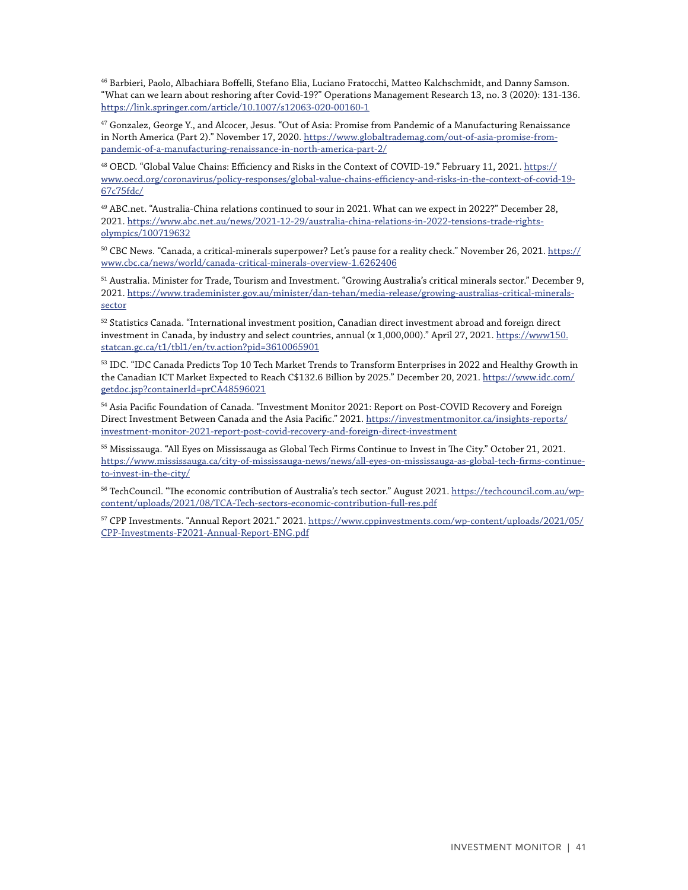[46] Barbieri, Paolo, Albachiara Boffelli, Stefano Elia, Luciano Fratocchi, Matteo Kalchschmidt, and Danny Samson. “What can we learn about reshoring after Covid-19?” Operations Management Research 13, no. 3 (2020): 131-136. https://link.springer.com/article/10.1007/s12063-020-00160-1

[47] Gonzalez, George Y., and Alcocer, Jesus. “Out of Asia: Promise from Pandemic of a Manufacturing Renaissance in North America (Part 2).” November 17, 2020. https://www.globaltrademag.com/out-of-asia-promise-from-pandemic-of-a-manufacturing-renaissance-in-north-america-part-2/

[48] OECD. “Global Value Chains: Efficiency and Risks in the Context of COVID-19.” February 11, 2021. https://www.oecd.org/coronavirus/policy-responses/global-value-chains-efficiency-and-risks-in-the-context-of-covid-19-67c75fdc/

[49] ABC.net. “Australia-China relations continued to sour in 2021. What can we expect in 2022?” December 28, 2021. https://www.abc.net.au/news/2021-12-29/australia-china-relations-in-2022-tensions-trade-rights-olympics/100719632

[50] CBC News. “Canada, a critical-minerals superpower? Let’s pause for a reality check.” November 26, 2021. https://www.cbc.ca/news/world/canada-critical-minerals-overview-1.6262406

[51] Australia. Minister for Trade, Tourism and Investment. “Growing Australia’s critical minerals sector.” December 9, 2021. https://www.trademinister.gov.au/minister/dan-tehan/media-release/growing-australias-critical-minerals-sector

[52] Statistics Canada. “International investment position, Canadian direct investment abroad and foreign direct investment in Canada, by industry and select countries, annual (x 1,000,000).” April 27, 2021. https://www150.statcan.gc.ca/t1/tbl1/en/tv.action?pid=3610065901

[53] IDC. “IDC Canada Predicts Top 10 Tech Market Trends to Transform Enterprises in 2022 and Healthy Growth in the Canadian ICT Market Expected to Reach C$132.6 Billion by 2025.” December 20, 2021. https://www.idc.com/getdoc.jsp?containerId=prCA48596021

[54] Asia Pacific Foundation of Canada. “Investment Monitor 2021: Report on Post-COVID Recovery and Foreign Direct Investment Between Canada and the Asia Pacific.” 2021. https://investmentmonitor.ca/insights-reports/investment-monitor-2021-report-post-covid-recovery-and-foreign-direct-investment

[55] Mississauga. “All Eyes on Mississauga as Global Tech Firms Continue to Invest in The City.” October 21, 2021. https://www.mississauga.ca/city-of-mississauga-news/news/all-eyes-on-mississauga-as-global-tech-firms-continue-to-invest-in-the-city/

[56] TechCouncil. “The economic contribution of Australia’s tech sector.” August 2021. https://techcouncil.com.au/wp-content/uploads/2021/08/TCA-Tech-sectors-economic-contribution-full-res.pdf

[57] CPP Investments. “Annual Report 2021.” 2021. https://www.cppinvestments.com/wp-content/uploads/2021/05/CPP-Investments-F2021-Annual-Report-ENG.pdf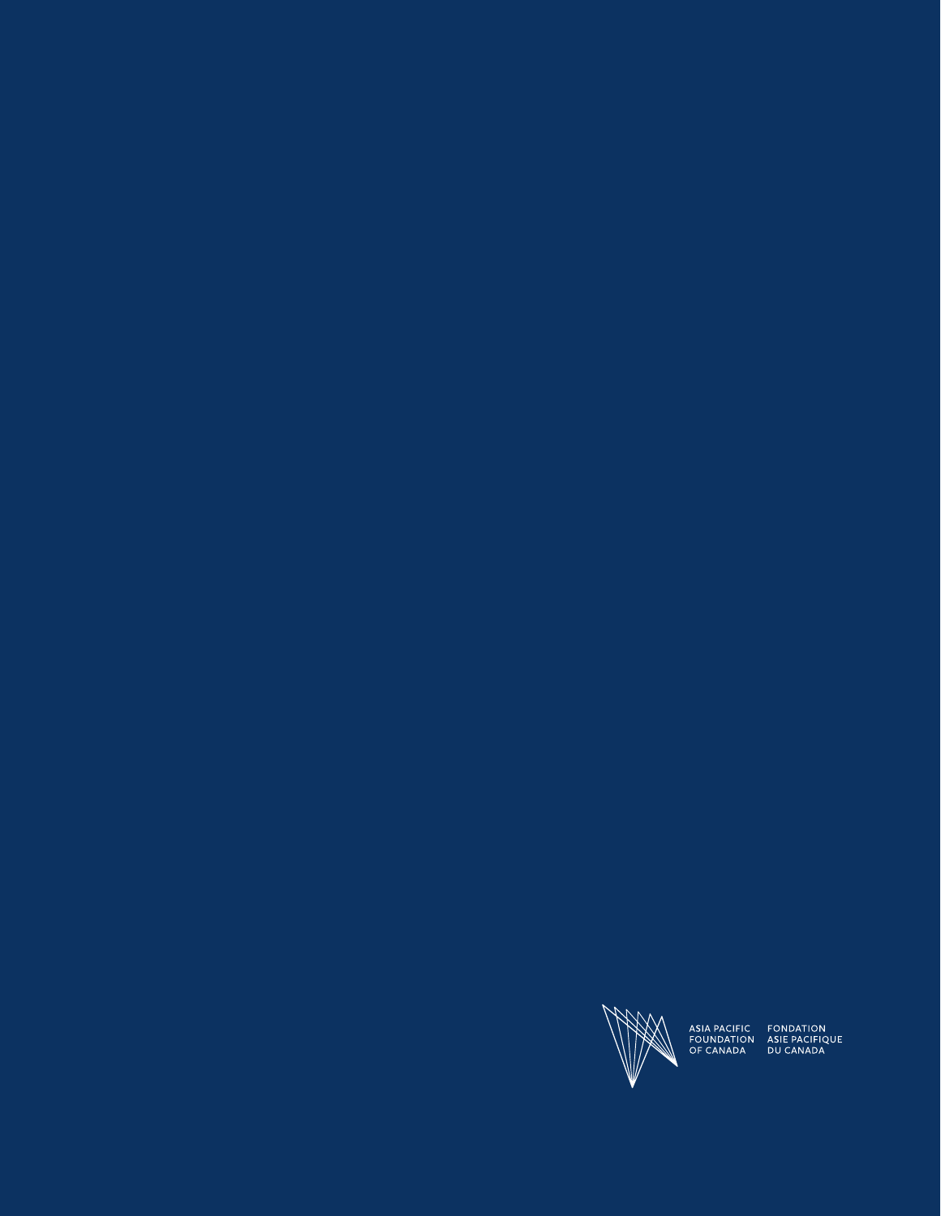ASIA PACIFIC
FOUNDATION
OF CANADA

FONDATION
ASIE PACIFIQUE
DU CANADA